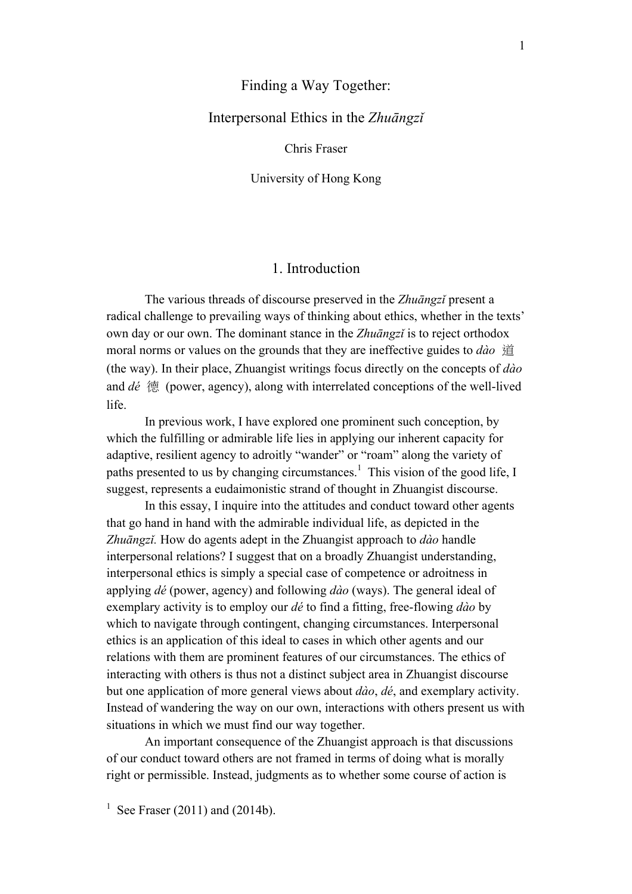# Finding a Way Together:

# Interpersonal Ethics in the *Zhuāngzǐ*

Chris Fraser

University of Hong Kong

## 1. Introduction

The various threads of discourse preserved in the *Zhuāngzǐ* present a radical challenge to prevailing ways of thinking about ethics, whether in the texts' own day or our own. The dominant stance in the *Zhuāngzǐ* is to reject orthodox moral norms or values on the grounds that they are ineffective guides to *dào* 道 (the way). In their place, Zhuangist writings focus directly on the concepts of *dào* and *dé* 德 (power, agency), along with interrelated conceptions of the well-lived life.

In previous work, I have explored one prominent such conception, by which the fulfilling or admirable life lies in applying our inherent capacity for adaptive, resilient agency to adroitly "wander" or "roam" along the variety of paths presented to us by changing circumstances.[1] This vision of the good life, I suggest, represents a eudaimonistic strand of thought in Zhuangist discourse.

In this essay, I inquire into the attitudes and conduct toward other agents that go hand in hand with the admirable individual life, as depicted in the *Zhuāngzǐ.* How do agents adept in the Zhuangist approach to *dào* handle interpersonal relations? I suggest that on a broadly Zhuangist understanding, interpersonal ethics is simply a special case of competence or adroitness in applying *dé* (power, agency) and following *dào* (ways). The general ideal of exemplary activity is to employ our *dé* to find a fitting, free-flowing *dào* by which to navigate through contingent, changing circumstances. Interpersonal ethics is an application of this ideal to cases in which other agents and our relations with them are prominent features of our circumstances. The ethics of interacting with others is thus not a distinct subject area in Zhuangist discourse but one application of more general views about *dào*, *dé*, and exemplary activity. Instead of wandering the way on our own, interactions with others present us with situations in which we must find our way together.

An important consequence of the Zhuangist approach is that discussions of our conduct toward others are not framed in terms of doing what is morally right or permissible. Instead, judgments as to whether some course of action is

[1] See Fraser (2011) and (2014b).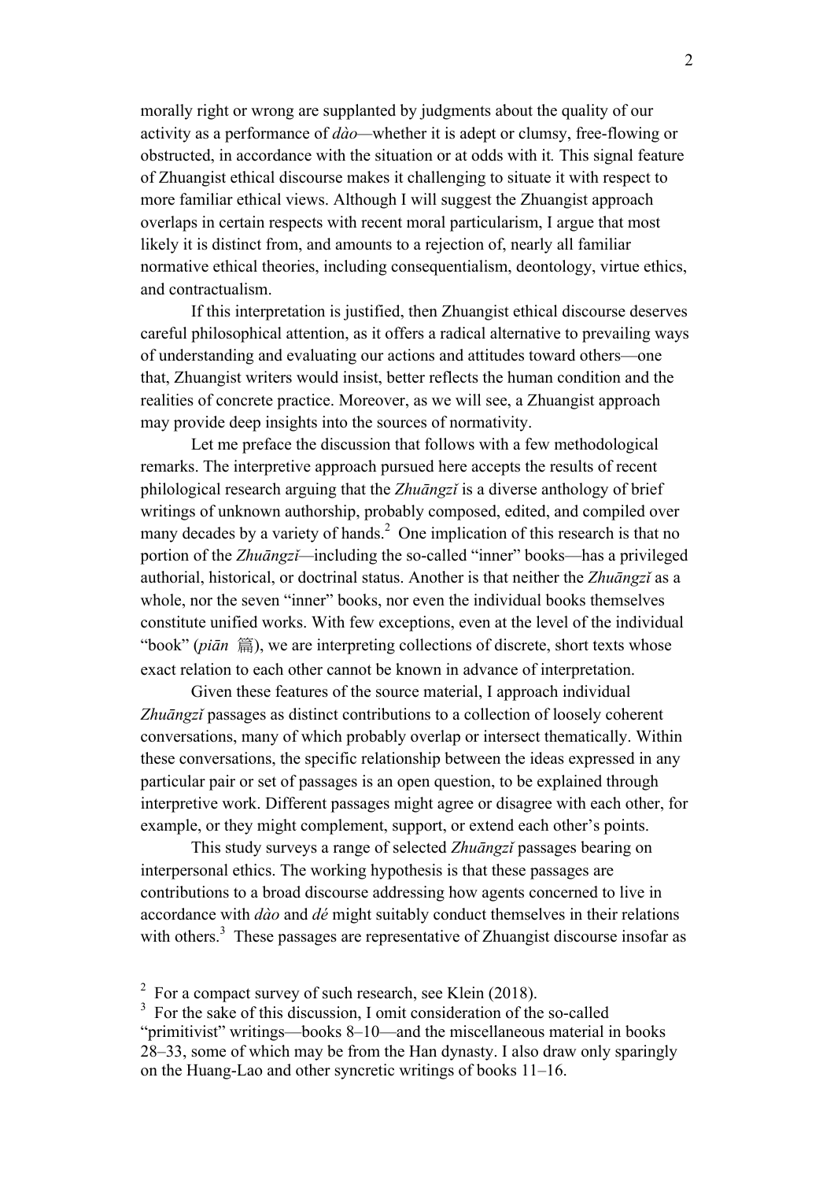morally right or wrong are supplanted by judgments about the quality of our activity as a performance of *dào*—whether it is adept or clumsy, free-flowing or obstructed, in accordance with the situation or at odds with it. This signal feature of Zhuangist ethical discourse makes it challenging to situate it with respect to more familiar ethical views. Although I will suggest the Zhuangist approach overlaps in certain respects with recent moral particularism, I argue that most likely it is distinct from, and amounts to a rejection of, nearly all familiar normative ethical theories, including consequentialism, deontology, virtue ethics, and contractualism.

If this interpretation is justified, then Zhuangist ethical discourse deserves careful philosophical attention, as it offers a radical alternative to prevailing ways of understanding and evaluating our actions and attitudes toward others—one that, Zhuangist writers would insist, better reflects the human condition and the realities of concrete practice. Moreover, as we will see, a Zhuangist approach may provide deep insights into the sources of normativity.

Let me preface the discussion that follows with a few methodological remarks. The interpretive approach pursued here accepts the results of recent philological research arguing that the *Zhuāngzǐ* is a diverse anthology of brief writings of unknown authorship, probably composed, edited, and compiled over many decades by a variety of hands.[2] One implication of this research is that no portion of the *Zhuāngzǐ*—including the so-called "inner" books—has a privileged authorial, historical, or doctrinal status. Another is that neither the *Zhuāngzǐ* as a whole, nor the seven "inner" books, nor even the individual books themselves constitute unified works. With few exceptions, even at the level of the individual "book" (*piān* 篇), we are interpreting collections of discrete, short texts whose exact relation to each other cannot be known in advance of interpretation.

Given these features of the source material, I approach individual *Zhuāngzǐ* passages as distinct contributions to a collection of loosely coherent conversations, many of which probably overlap or intersect thematically. Within these conversations, the specific relationship between the ideas expressed in any particular pair or set of passages is an open question, to be explained through interpretive work. Different passages might agree or disagree with each other, for example, or they might complement, support, or extend each other's points.

This study surveys a range of selected *Zhuāngzǐ* passages bearing on interpersonal ethics. The working hypothesis is that these passages are contributions to a broad discourse addressing how agents concerned to live in accordance with *dào* and *dé* might suitably conduct themselves in their relations with others.[3] These passages are representative of Zhuangist discourse insofar as

[2] For a compact survey of such research, see Klein (2018).

[3] For the sake of this discussion, I omit consideration of the so-called "primitivist" writings—books 8–10—and the miscellaneous material in books 28–33, some of which may be from the Han dynasty. I also draw only sparingly on the Huang-Lao and other syncretic writings of books 11–16.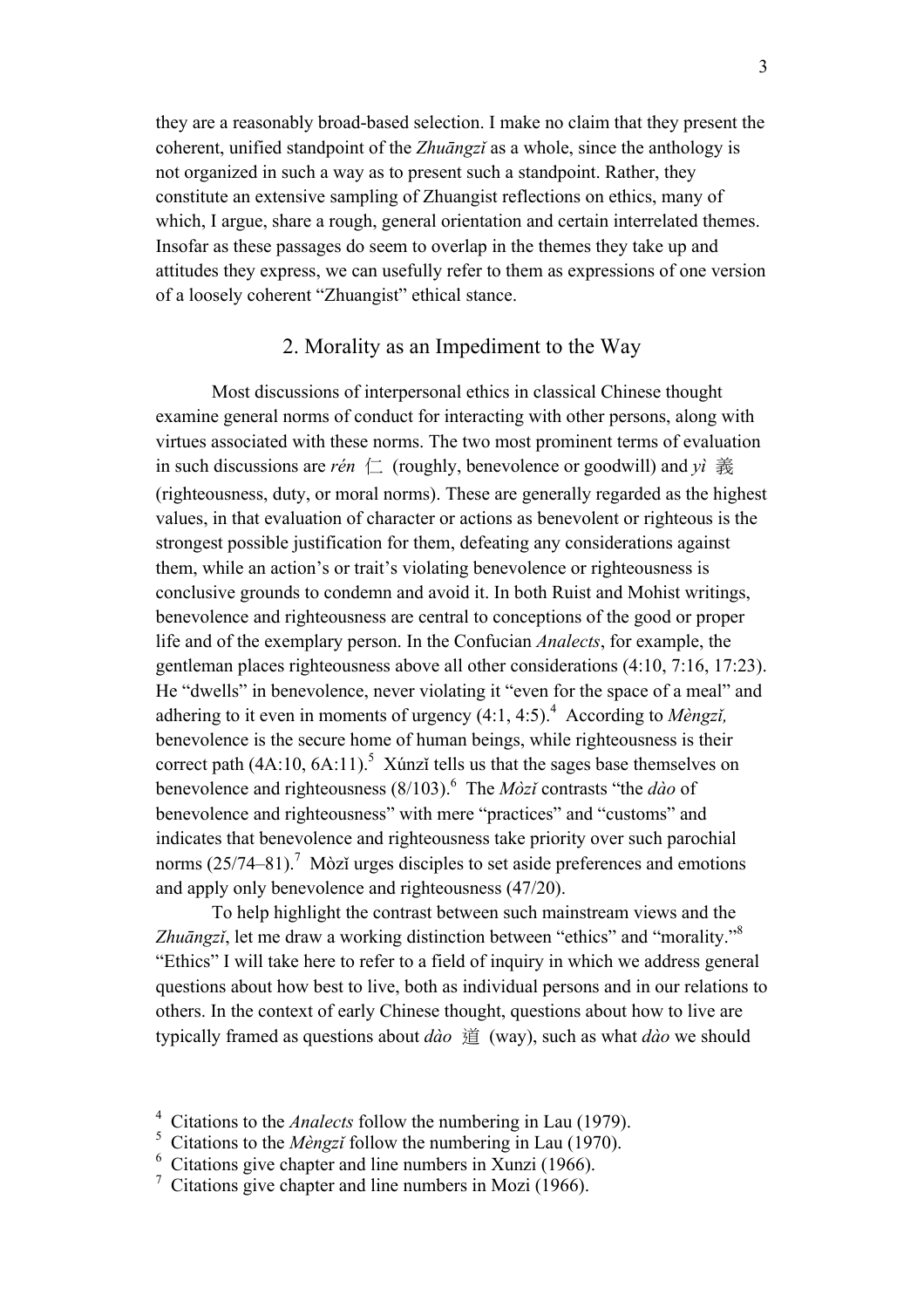they are a reasonably broad-based selection. I make no claim that they present the coherent, unified standpoint of the *Zhuāngzǐ* as a whole, since the anthology is not organized in such a way as to present such a standpoint. Rather, they constitute an extensive sampling of Zhuangist reflections on ethics, many of which, I argue, share a rough, general orientation and certain interrelated themes. Insofar as these passages do seem to overlap in the themes they take up and attitudes they express, we can usefully refer to them as expressions of one version of a loosely coherent "Zhuangist" ethical stance.

## 2. Morality as an Impediment to the Way

Most discussions of interpersonal ethics in classical Chinese thought examine general norms of conduct for interacting with other persons, along with virtues associated with these norms. The two most prominent terms of evaluation in such discussions are *rén* 仁 (roughly, benevolence or goodwill) and *yì* 義 (righteousness, duty, or moral norms). These are generally regarded as the highest values, in that evaluation of character or actions as benevolent or righteous is the strongest possible justification for them, defeating any considerations against them, while an action's or trait's violating benevolence or righteousness is conclusive grounds to condemn and avoid it. In both Ruist and Mohist writings, benevolence and righteousness are central to conceptions of the good or proper life and of the exemplary person. In the Confucian *Analects*, for example, the gentleman places righteousness above all other considerations (4:10, 7:16, 17:23). He "dwells" in benevolence, never violating it "even for the space of a meal" and adhering to it even in moments of urgency (4:1, 4:5).[4] According to *Mèngzǐ,* benevolence is the secure home of human beings, while righteousness is their correct path (4A:10, 6A:11).[5] Xúnzǐ tells us that the sages base themselves on benevolence and righteousness (8/103).[6] The *Mòzǐ* contrasts "the *dào* of benevolence and righteousness" with mere "practices" and "customs" and indicates that benevolence and righteousness take priority over such parochial norms (25/74–81).[7] Mòzǐ urges disciples to set aside preferences and emotions and apply only benevolence and righteousness (47/20).

To help highlight the contrast between such mainstream views and the *Zhuāngzǐ*, let me draw a working distinction between "ethics" and "morality."[8] "Ethics" I will take here to refer to a field of inquiry in which we address general questions about how best to live, both as individual persons and in our relations to others. In the context of early Chinese thought, questions about how to live are typically framed as questions about *dào* 道 (way), such as what *dào* we should

[4] Citations to the *Analects* follow the numbering in Lau (1979).
[5] Citations to the *Mèngzǐ* follow the numbering in Lau (1970).
[6] Citations give chapter and line numbers in Xunzi (1966).
[7] Citations give chapter and line numbers in Mozi (1966).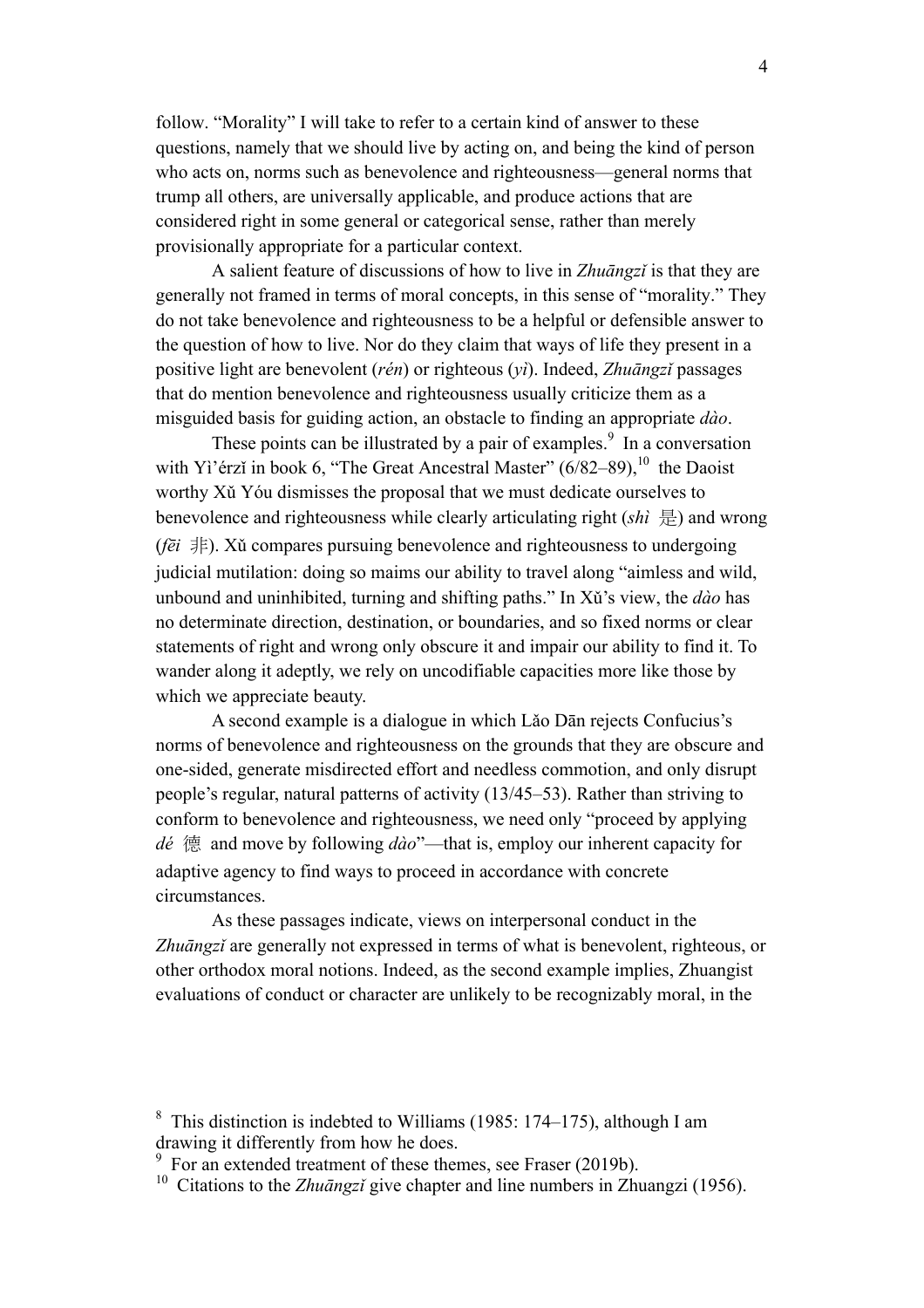follow. “Morality” I will take to refer to a certain kind of answer to these questions, namely that we should live by acting on, and being the kind of person who acts on, norms such as benevolence and righteousness—general norms that trump all others, are universally applicable, and produce actions that are considered right in some general or categorical sense, rather than merely provisionally appropriate for a particular context.

A salient feature of discussions of how to live in *Zhuāngzǐ* is that they are generally not framed in terms of moral concepts, in this sense of “morality.” They do not take benevolence and righteousness to be a helpful or defensible answer to the question of how to live. Nor do they claim that ways of life they present in a positive light are benevolent (*rén*) or righteous (*yì*). Indeed, *Zhuāngzǐ* passages that do mention benevolence and righteousness usually criticize them as a misguided basis for guiding action, an obstacle to finding an appropriate *dào*.

These points can be illustrated by a pair of examples.[9] In a conversation with Yì’érzǐ in book 6, “The Great Ancestral Master” (6/82–89),[10] the Daoist worthy Xǔ Yóu dismisses the proposal that we must dedicate ourselves to benevolence and righteousness while clearly articulating right (*shì* 是) and wrong (*fēi* 非). Xǔ compares pursuing benevolence and righteousness to undergoing judicial mutilation: doing so maims our ability to travel along “aimless and wild, unbound and uninhibited, turning and shifting paths.” In Xǔ’s view, the *dào* has no determinate direction, destination, or boundaries, and so fixed norms or clear statements of right and wrong only obscure it and impair our ability to find it. To wander along it adeptly, we rely on uncodifiable capacities more like those by which we appreciate beauty.

A second example is a dialogue in which Lǎo Dān rejects Confucius’s norms of benevolence and righteousness on the grounds that they are obscure and one-sided, generate misdirected effort and needless commotion, and only disrupt people’s regular, natural patterns of activity (13/45–53). Rather than striving to conform to benevolence and righteousness, we need only “proceed by applying *dé* 德 and move by following *dào*”—that is, employ our inherent capacity for adaptive agency to find ways to proceed in accordance with concrete circumstances.

As these passages indicate, views on interpersonal conduct in the *Zhuāngzǐ* are generally not expressed in terms of what is benevolent, righteous, or other orthodox moral notions. Indeed, as the second example implies, Zhuangist evaluations of conduct or character are unlikely to be recognizably moral, in the

[8] This distinction is indebted to Williams (1985: 174–175), although I am drawing it differently from how he does.

[9] For an extended treatment of these themes, see Fraser (2019b).

[10] Citations to the *Zhuāngzǐ* give chapter and line numbers in Zhuangzi (1956).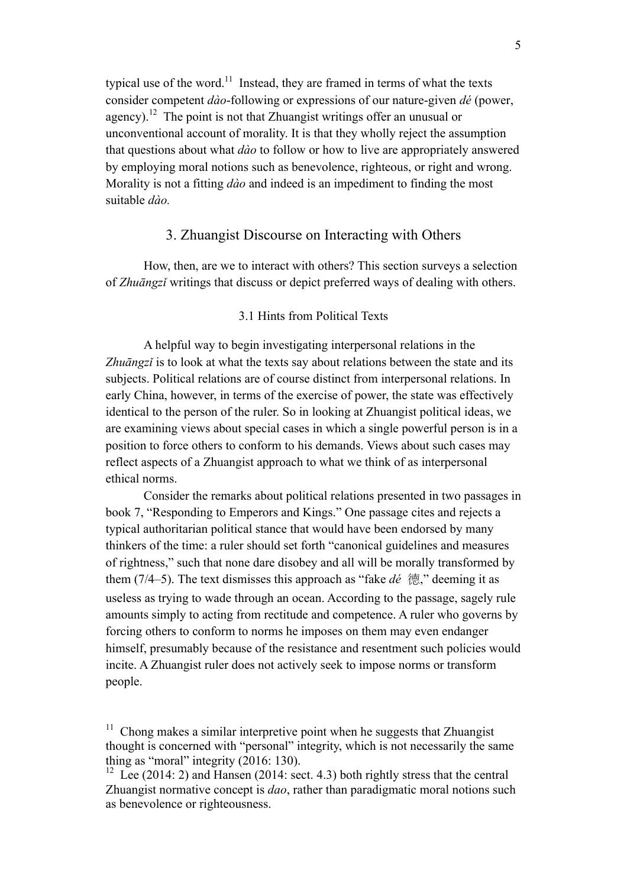typical use of the word.[11] Instead, they are framed in terms of what the texts consider competent *dào*-following or expressions of our nature-given *dé* (power, agency).[12] The point is not that Zhuangist writings offer an unusual or unconventional account of morality. It is that they wholly reject the assumption that questions about what *dào* to follow or how to live are appropriately answered by employing moral notions such as benevolence, righteous, or right and wrong. Morality is not a fitting *dào* and indeed is an impediment to finding the most suitable *dào.*

## 3. Zhuangist Discourse on Interacting with Others

How, then, are we to interact with others? This section surveys a selection of *Zhuāngzǐ* writings that discuss or depict preferred ways of dealing with others.

### 3.1 Hints from Political Texts

A helpful way to begin investigating interpersonal relations in the *Zhuāngzǐ* is to look at what the texts say about relations between the state and its subjects. Political relations are of course distinct from interpersonal relations. In early China, however, in terms of the exercise of power, the state was effectively identical to the person of the ruler. So in looking at Zhuangist political ideas, we are examining views about special cases in which a single powerful person is in a position to force others to conform to his demands. Views about such cases may reflect aspects of a Zhuangist approach to what we think of as interpersonal ethical norms.

Consider the remarks about political relations presented in two passages in book 7, "Responding to Emperors and Kings." One passage cites and rejects a typical authoritarian political stance that would have been endorsed by many thinkers of the time: a ruler should set forth "canonical guidelines and measures of rightness," such that none dare disobey and all will be morally transformed by them (7/4–5). The text dismisses this approach as "fake *dé* 德," deeming it as useless as trying to wade through an ocean. According to the passage, sagely rule amounts simply to acting from rectitude and competence. A ruler who governs by forcing others to conform to norms he imposes on them may even endanger himself, presumably because of the resistance and resentment such policies would incite. A Zhuangist ruler does not actively seek to impose norms or transform people.

[11] Chong makes a similar interpretive point when he suggests that Zhuangist thought is concerned with "personal" integrity, which is not necessarily the same thing as "moral" integrity (2016: 130).

[12] Lee (2014: 2) and Hansen (2014: sect. 4.3) both rightly stress that the central Zhuangist normative concept is *dao*, rather than paradigmatic moral notions such as benevolence or righteousness.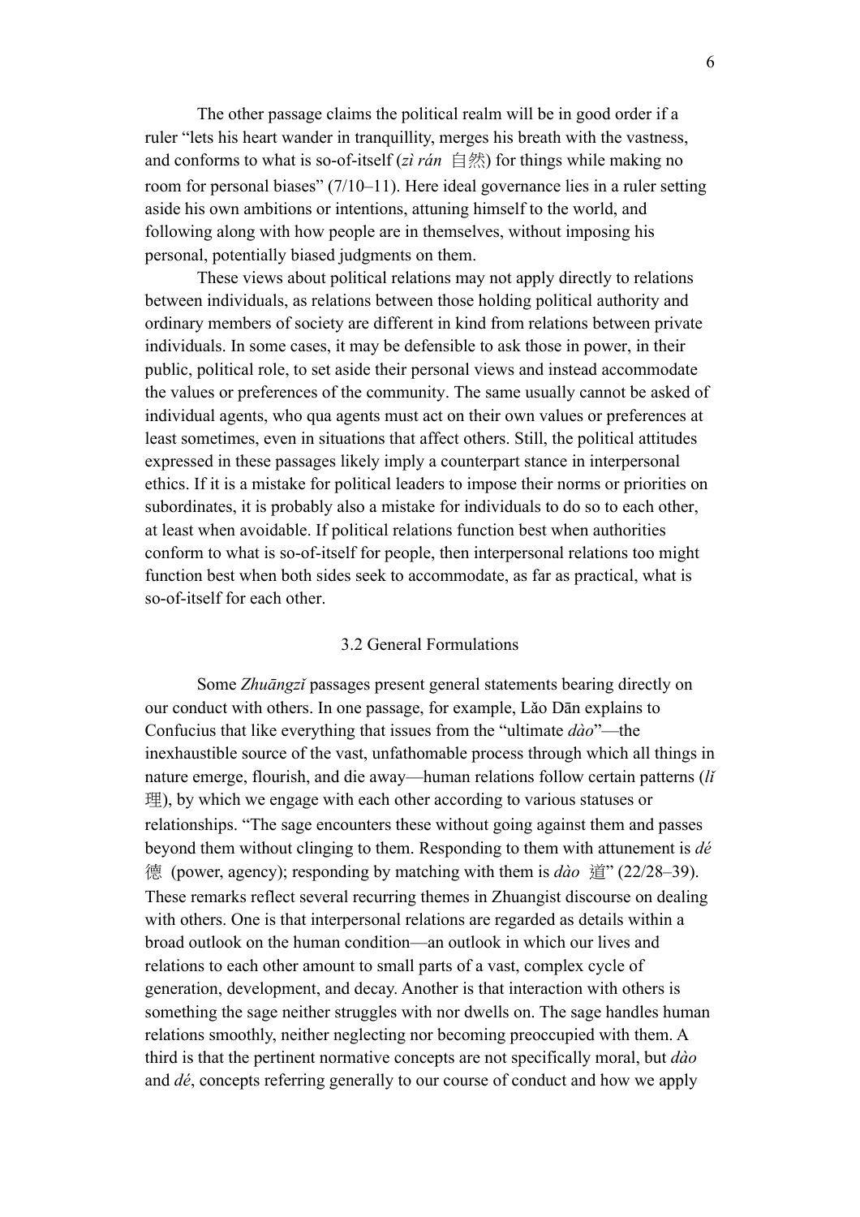The other passage claims the political realm will be in good order if a ruler "lets his heart wander in tranquillity, merges his breath with the vastness, and conforms to what is so-of-itself (*zì rán* 自然) for things while making no room for personal biases" (7/10–11). Here ideal governance lies in a ruler setting aside his own ambitions or intentions, attuning himself to the world, and following along with how people are in themselves, without imposing his personal, potentially biased judgments on them.

These views about political relations may not apply directly to relations between individuals, as relations between those holding political authority and ordinary members of society are different in kind from relations between private individuals. In some cases, it may be defensible to ask those in power, in their public, political role, to set aside their personal views and instead accommodate the values or preferences of the community. The same usually cannot be asked of individual agents, who qua agents must act on their own values or preferences at least sometimes, even in situations that affect others. Still, the political attitudes expressed in these passages likely imply a counterpart stance in interpersonal ethics. If it is a mistake for political leaders to impose their norms or priorities on subordinates, it is probably also a mistake for individuals to do so to each other, at least when avoidable. If political relations function best when authorities conform to what is so-of-itself for people, then interpersonal relations too might function best when both sides seek to accommodate, as far as practical, what is so-of-itself for each other.

### 3.2 General Formulations

Some *Zhuāngzǐ* passages present general statements bearing directly on our conduct with others. In one passage, for example, Lǎo Dān explains to Confucius that like everything that issues from the "ultimate *dào*"—the inexhaustible source of the vast, unfathomable process through which all things in nature emerge, flourish, and die away—human relations follow certain patterns (*lǐ* 理), by which we engage with each other according to various statuses or relationships. "The sage encounters these without going against them and passes beyond them without clinging to them. Responding to them with attunement is *dé* 德 (power, agency); responding by matching with them is *dào* 道" (22/28–39). These remarks reflect several recurring themes in Zhuangist discourse on dealing with others. One is that interpersonal relations are regarded as details within a broad outlook on the human condition—an outlook in which our lives and relations to each other amount to small parts of a vast, complex cycle of generation, development, and decay. Another is that interaction with others is something the sage neither struggles with nor dwells on. The sage handles human relations smoothly, neither neglecting nor becoming preoccupied with them. A third is that the pertinent normative concepts are not specifically moral, but *dào* and *dé*, concepts referring generally to our course of conduct and how we apply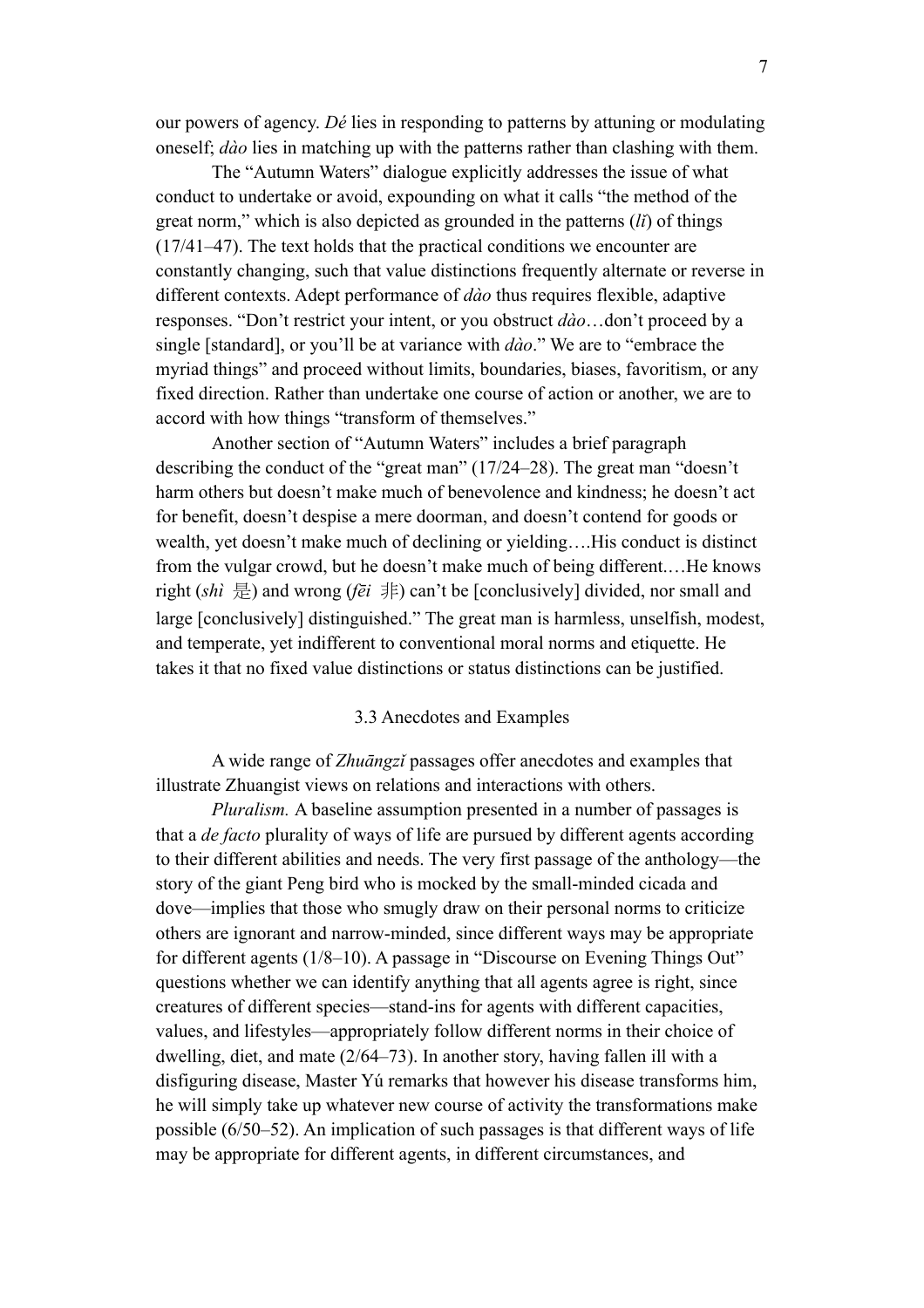our powers of agency. *Dé* lies in responding to patterns by attuning or modulating oneself; *dào* lies in matching up with the patterns rather than clashing with them.

The "Autumn Waters" dialogue explicitly addresses the issue of what conduct to undertake or avoid, expounding on what it calls "the method of the great norm," which is also depicted as grounded in the patterns (*lǐ*) of things (17/41–47). The text holds that the practical conditions we encounter are constantly changing, such that value distinctions frequently alternate or reverse in different contexts. Adept performance of *dào* thus requires flexible, adaptive responses. "Don't restrict your intent, or you obstruct *dào*…don't proceed by a single [standard], or you'll be at variance with *dào*." We are to "embrace the myriad things" and proceed without limits, boundaries, biases, favoritism, or any fixed direction. Rather than undertake one course of action or another, we are to accord with how things "transform of themselves."

Another section of "Autumn Waters" includes a brief paragraph describing the conduct of the "great man" (17/24–28). The great man "doesn't harm others but doesn't make much of benevolence and kindness; he doesn't act for benefit, doesn't despise a mere doorman, and doesn't contend for goods or wealth, yet doesn't make much of declining or yielding….His conduct is distinct from the vulgar crowd, but he doesn't make much of being different.…He knows right (*shì* 是) and wrong (*fēi* 非) can't be [conclusively] divided, nor small and large [conclusively] distinguished." The great man is harmless, unselfish, modest, and temperate, yet indifferent to conventional moral norms and etiquette. He takes it that no fixed value distinctions or status distinctions can be justified.

### 3.3 Anecdotes and Examples

A wide range of *Zhuāngzǐ* passages offer anecdotes and examples that illustrate Zhuangist views on relations and interactions with others.

*Pluralism.* A baseline assumption presented in a number of passages is that a *de facto* plurality of ways of life are pursued by different agents according to their different abilities and needs. The very first passage of the anthology—the story of the giant Peng bird who is mocked by the small-minded cicada and dove—implies that those who smugly draw on their personal norms to criticize others are ignorant and narrow-minded, since different ways may be appropriate for different agents (1/8–10). A passage in "Discourse on Evening Things Out" questions whether we can identify anything that all agents agree is right, since creatures of different species—stand-ins for agents with different capacities, values, and lifestyles—appropriately follow different norms in their choice of dwelling, diet, and mate (2/64–73). In another story, having fallen ill with a disfiguring disease, Master Yú remarks that however his disease transforms him, he will simply take up whatever new course of activity the transformations make possible (6/50–52). An implication of such passages is that different ways of life may be appropriate for different agents, in different circumstances, and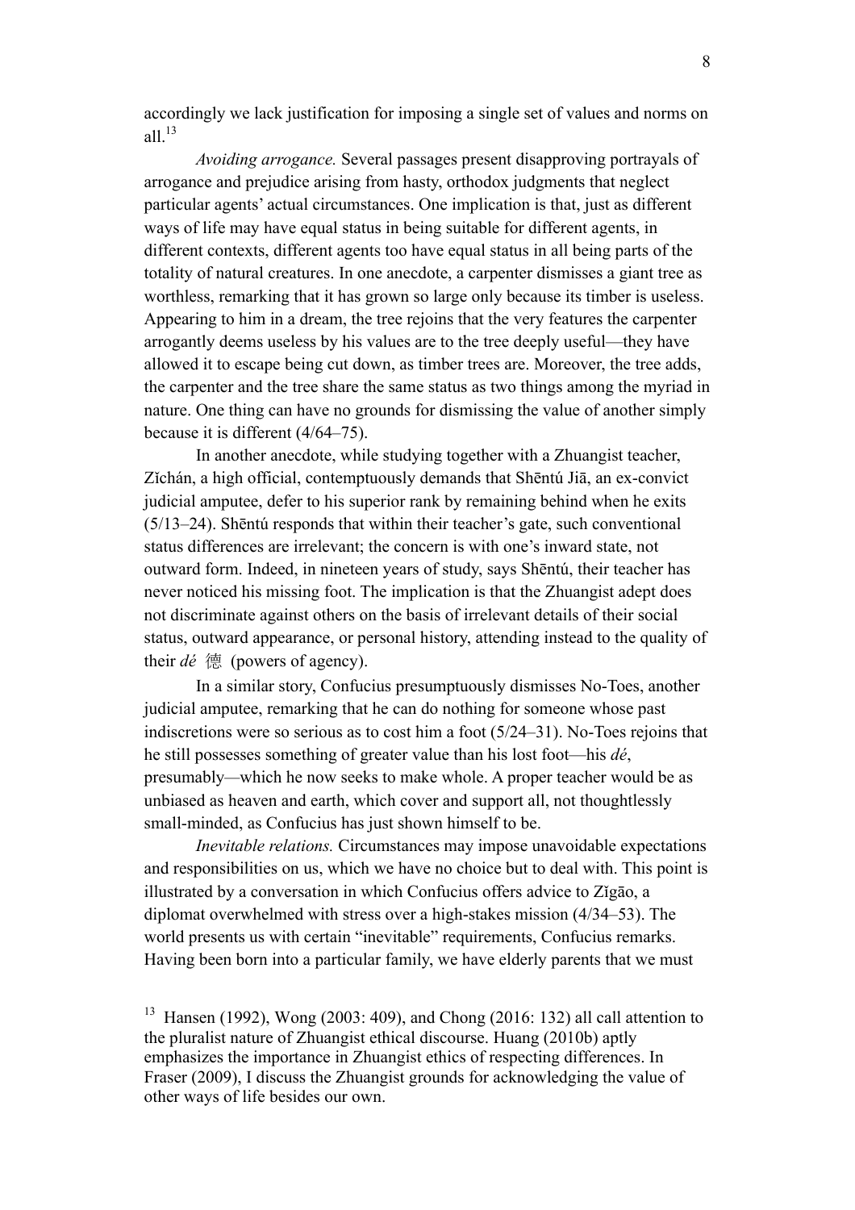accordingly we lack justification for imposing a single set of values and norms on all.[13]

*Avoiding arrogance.* Several passages present disapproving portrayals of arrogance and prejudice arising from hasty, orthodox judgments that neglect particular agents' actual circumstances. One implication is that, just as different ways of life may have equal status in being suitable for different agents, in different contexts, different agents too have equal status in all being parts of the totality of natural creatures. In one anecdote, a carpenter dismisses a giant tree as worthless, remarking that it has grown so large only because its timber is useless. Appearing to him in a dream, the tree rejoins that the very features the carpenter arrogantly deems useless by his values are to the tree deeply useful—they have allowed it to escape being cut down, as timber trees are. Moreover, the tree adds, the carpenter and the tree share the same status as two things among the myriad in nature. One thing can have no grounds for dismissing the value of another simply because it is different (4/64–75).

In another anecdote, while studying together with a Zhuangist teacher, Zǐchán, a high official, contemptuously demands that Shēntú Jiā, an ex-convict judicial amputee, defer to his superior rank by remaining behind when he exits (5/13–24). Shēntú responds that within their teacher's gate, such conventional status differences are irrelevant; the concern is with one's inward state, not outward form. Indeed, in nineteen years of study, says Shēntú, their teacher has never noticed his missing foot. The implication is that the Zhuangist adept does not discriminate against others on the basis of irrelevant details of their social status, outward appearance, or personal history, attending instead to the quality of their *dé* 德 (powers of agency).

In a similar story, Confucius presumptuously dismisses No-Toes, another judicial amputee, remarking that he can do nothing for someone whose past indiscretions were so serious as to cost him a foot (5/24–31). No-Toes rejoins that he still possesses something of greater value than his lost foot—his *dé*, presumably—which he now seeks to make whole. A proper teacher would be as unbiased as heaven and earth, which cover and support all, not thoughtlessly small-minded, as Confucius has just shown himself to be.

*Inevitable relations.* Circumstances may impose unavoidable expectations and responsibilities on us, which we have no choice but to deal with. This point is illustrated by a conversation in which Confucius offers advice to Zǐgāo, a diplomat overwhelmed with stress over a high-stakes mission (4/34–53). The world presents us with certain "inevitable" requirements, Confucius remarks. Having been born into a particular family, we have elderly parents that we must

[13] Hansen (1992), Wong (2003: 409), and Chong (2016: 132) all call attention to the pluralist nature of Zhuangist ethical discourse. Huang (2010b) aptly emphasizes the importance in Zhuangist ethics of respecting differences. In Fraser (2009), I discuss the Zhuangist grounds for acknowledging the value of other ways of life besides our own.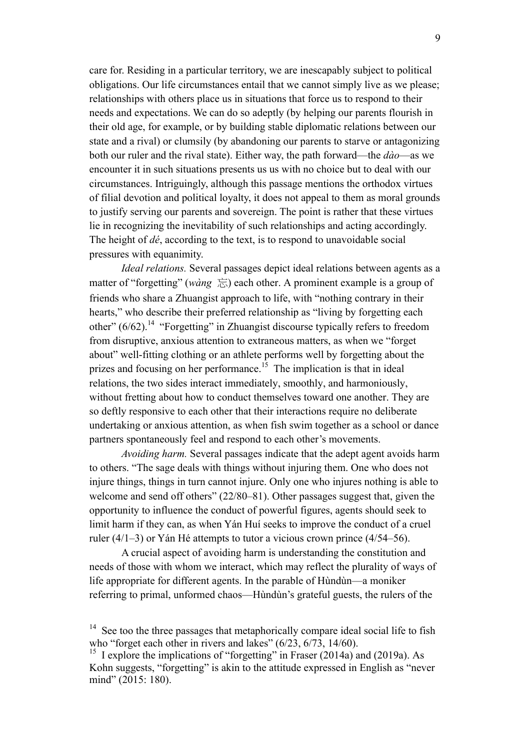care for. Residing in a particular territory, we are inescapably subject to political obligations. Our life circumstances entail that we cannot simply live as we please; relationships with others place us in situations that force us to respond to their needs and expectations. We can do so adeptly (by helping our parents flourish in their old age, for example, or by building stable diplomatic relations between our state and a rival) or clumsily (by abandoning our parents to starve or antagonizing both our ruler and the rival state). Either way, the path forward—the *dào*—as we encounter it in such situations presents us us with no choice but to deal with our circumstances. Intriguingly, although this passage mentions the orthodox virtues of filial devotion and political loyalty, it does not appeal to them as moral grounds to justify serving our parents and sovereign. The point is rather that these virtues lie in recognizing the inevitability of such relationships and acting accordingly. The height of *dé*, according to the text, is to respond to unavoidable social pressures with equanimity.

*Ideal relations.* Several passages depict ideal relations between agents as a matter of "forgetting" (*wàng* 忘) each other. A prominent example is a group of friends who share a Zhuangist approach to life, with "nothing contrary in their hearts," who describe their preferred relationship as "living by forgetting each other" (6/62).[14] "Forgetting" in Zhuangist discourse typically refers to freedom from disruptive, anxious attention to extraneous matters, as when we "forget about" well-fitting clothing or an athlete performs well by forgetting about the prizes and focusing on her performance.[15] The implication is that in ideal relations, the two sides interact immediately, smoothly, and harmoniously, without fretting about how to conduct themselves toward one another. They are so deftly responsive to each other that their interactions require no deliberate undertaking or anxious attention, as when fish swim together as a school or dance partners spontaneously feel and respond to each other's movements.

*Avoiding harm.* Several passages indicate that the adept agent avoids harm to others. "The sage deals with things without injuring them. One who does not injure things, things in turn cannot injure. Only one who injures nothing is able to welcome and send off others" (22/80–81). Other passages suggest that, given the opportunity to influence the conduct of powerful figures, agents should seek to limit harm if they can, as when Yán Huí seeks to improve the conduct of a cruel ruler (4/1–3) or Yán Hé attempts to tutor a vicious crown prince (4/54–56).

A crucial aspect of avoiding harm is understanding the constitution and needs of those with whom we interact, which may reflect the plurality of ways of life appropriate for different agents. In the parable of Hùndùn—a moniker referring to primal, unformed chaos—Hùndùn's grateful guests, the rulers of the

[14] See too the three passages that metaphorically compare ideal social life to fish who "forget each other in rivers and lakes" (6/23, 6/73, 14/60).

[15] I explore the implications of "forgetting" in Fraser (2014a) and (2019a). As Kohn suggests, "forgetting" is akin to the attitude expressed in English as "never mind" (2015: 180).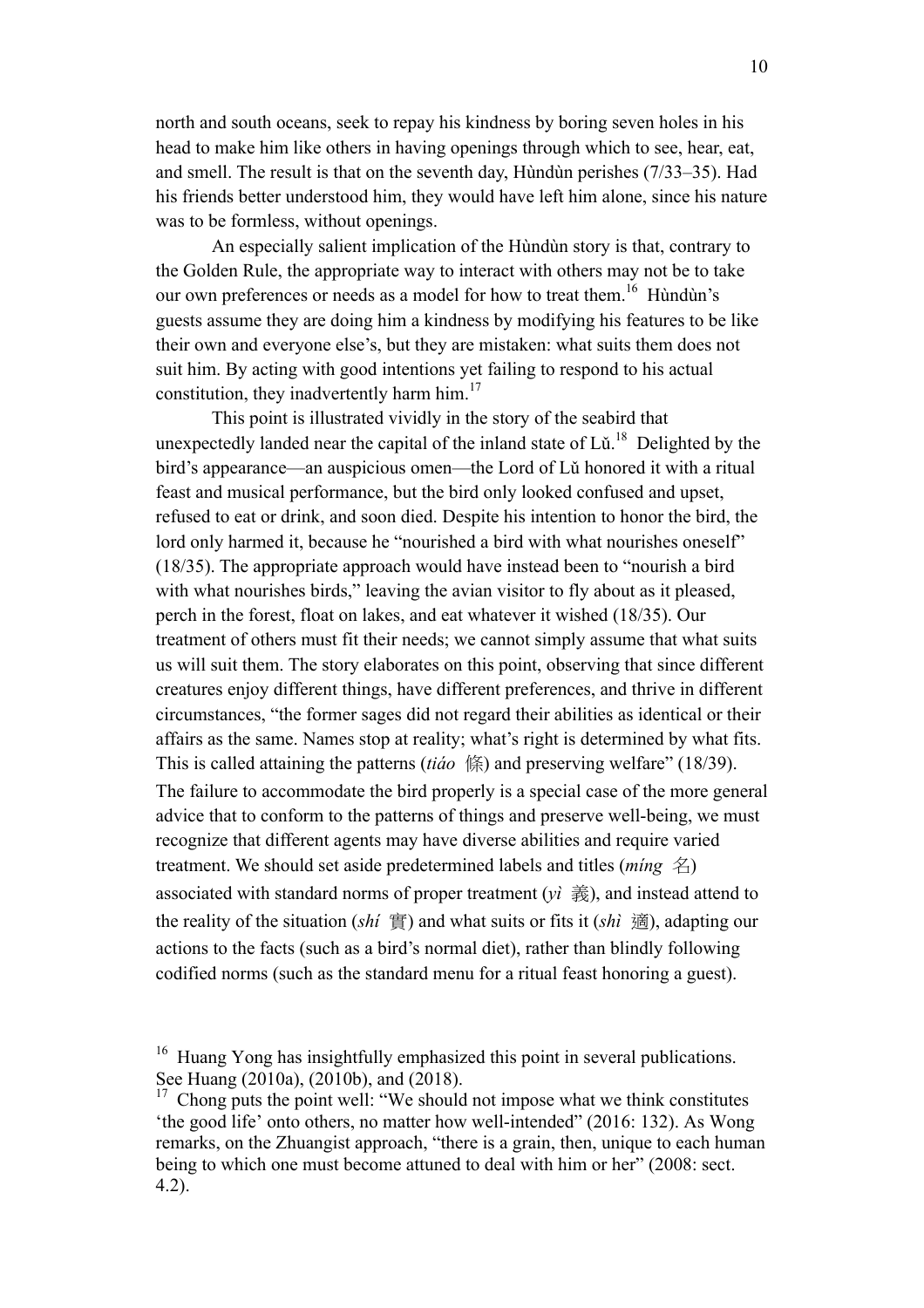north and south oceans, seek to repay his kindness by boring seven holes in his head to make him like others in having openings through which to see, hear, eat, and smell. The result is that on the seventh day, Hùndùn perishes (7/33–35). Had his friends better understood him, they would have left him alone, since his nature was to be formless, without openings.

An especially salient implication of the Hùndùn story is that, contrary to the Golden Rule, the appropriate way to interact with others may not be to take our own preferences or needs as a model for how to treat them.[16] Hùndùn's guests assume they are doing him a kindness by modifying his features to be like their own and everyone else's, but they are mistaken: what suits them does not suit him. By acting with good intentions yet failing to respond to his actual constitution, they inadvertently harm him.[17]

This point is illustrated vividly in the story of the seabird that unexpectedly landed near the capital of the inland state of Lǔ.[18] Delighted by the bird's appearance—an auspicious omen—the Lord of Lǔ honored it with a ritual feast and musical performance, but the bird only looked confused and upset, refused to eat or drink, and soon died. Despite his intention to honor the bird, the lord only harmed it, because he "nourished a bird with what nourishes oneself" (18/35). The appropriate approach would have instead been to "nourish a bird with what nourishes birds," leaving the avian visitor to fly about as it pleased, perch in the forest, float on lakes, and eat whatever it wished (18/35). Our treatment of others must fit their needs; we cannot simply assume that what suits us will suit them. The story elaborates on this point, observing that since different creatures enjoy different things, have different preferences, and thrive in different circumstances, "the former sages did not regard their abilities as identical or their affairs as the same. Names stop at reality; what's right is determined by what fits. This is called attaining the patterns (*tiáo* 條) and preserving welfare" (18/39). The failure to accommodate the bird properly is a special case of the more general advice that to conform to the patterns of things and preserve well-being, we must recognize that different agents may have diverse abilities and require varied treatment. We should set aside predetermined labels and titles (*míng* 名) associated with standard norms of proper treatment (*yì* 義), and instead attend to the reality of the situation (*shí* 實) and what suits or fits it (*shì* 適), adapting our actions to the facts (such as a bird's normal diet), rather than blindly following codified norms (such as the standard menu for a ritual feast honoring a guest).

[16] Huang Yong has insightfully emphasized this point in several publications. See Huang (2010a), (2010b), and (2018).

[17] Chong puts the point well: "We should not impose what we think constitutes 'the good life' onto others, no matter how well-intended" (2016: 132). As Wong remarks, on the Zhuangist approach, "there is a grain, then, unique to each human being to which one must become attuned to deal with him or her" (2008: sect. 4.2).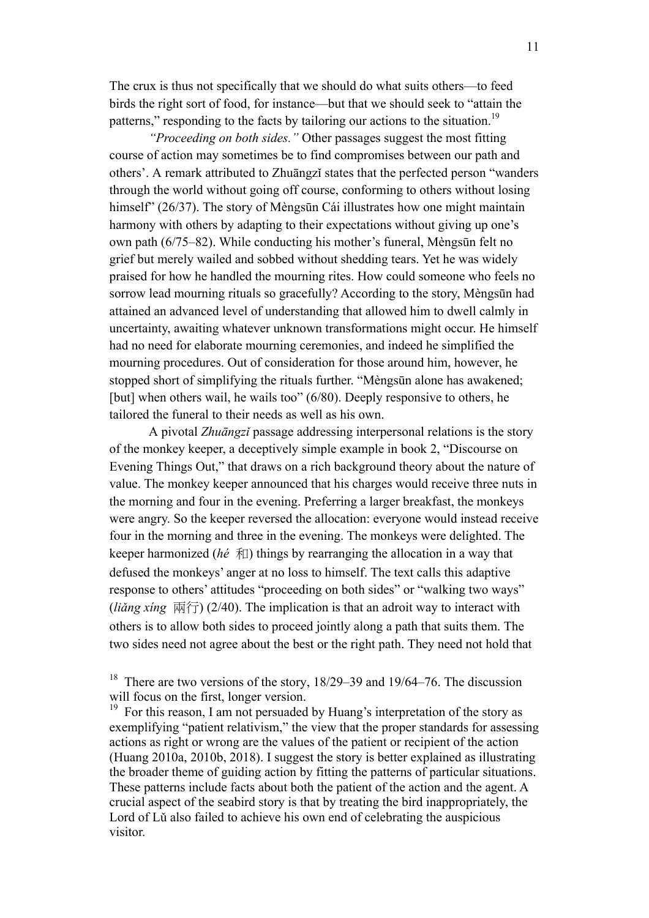The crux is thus not specifically that we should do what suits others—to feed birds the right sort of food, for instance—but that we should seek to "attain the patterns," responding to the facts by tailoring our actions to the situation.[19]

*"Proceeding on both sides."* Other passages suggest the most fitting course of action may sometimes be to find compromises between our path and others'. A remark attributed to Zhuāngzǐ states that the perfected person "wanders through the world without going off course, conforming to others without losing himself" (26/37). The story of Mèngsūn Cái illustrates how one might maintain harmony with others by adapting to their expectations without giving up one's own path (6/75–82). While conducting his mother's funeral, Mèngsūn felt no grief but merely wailed and sobbed without shedding tears. Yet he was widely praised for how he handled the mourning rites. How could someone who feels no sorrow lead mourning rituals so gracefully? According to the story, Mèngsūn had attained an advanced level of understanding that allowed him to dwell calmly in uncertainty, awaiting whatever unknown transformations might occur. He himself had no need for elaborate mourning ceremonies, and indeed he simplified the mourning procedures. Out of consideration for those around him, however, he stopped short of simplifying the rituals further. "Mèngsūn alone has awakened; [but] when others wail, he wails too" (6/80). Deeply responsive to others, he tailored the funeral to their needs as well as his own.

A pivotal *Zhuāngzǐ* passage addressing interpersonal relations is the story of the monkey keeper, a deceptively simple example in book 2, "Discourse on Evening Things Out," that draws on a rich background theory about the nature of value. The monkey keeper announced that his charges would receive three nuts in the morning and four in the evening. Preferring a larger breakfast, the monkeys were angry. So the keeper reversed the allocation: everyone would instead receive four in the morning and three in the evening. The monkeys were delighted. The keeper harmonized (*hé* 和) things by rearranging the allocation in a way that defused the monkeys' anger at no loss to himself. The text calls this adaptive response to others' attitudes "proceeding on both sides" or "walking two ways" (*liǎng xíng* 兩行) (2/40). The implication is that an adroit way to interact with others is to allow both sides to proceed jointly along a path that suits them. The two sides need not agree about the best or the right path. They need not hold that

---

[18] There are two versions of the story, 18/29–39 and 19/64–76. The discussion will focus on the first, longer version.

[19] For this reason, I am not persuaded by Huang's interpretation of the story as exemplifying "patient relativism," the view that the proper standards for assessing actions as right or wrong are the values of the patient or recipient of the action (Huang 2010a, 2010b, 2018). I suggest the story is better explained as illustrating the broader theme of guiding action by fitting the patterns of particular situations. These patterns include facts about both the patient of the action and the agent. A crucial aspect of the seabird story is that by treating the bird inappropriately, the Lord of Lǔ also failed to achieve his own end of celebrating the auspicious visitor.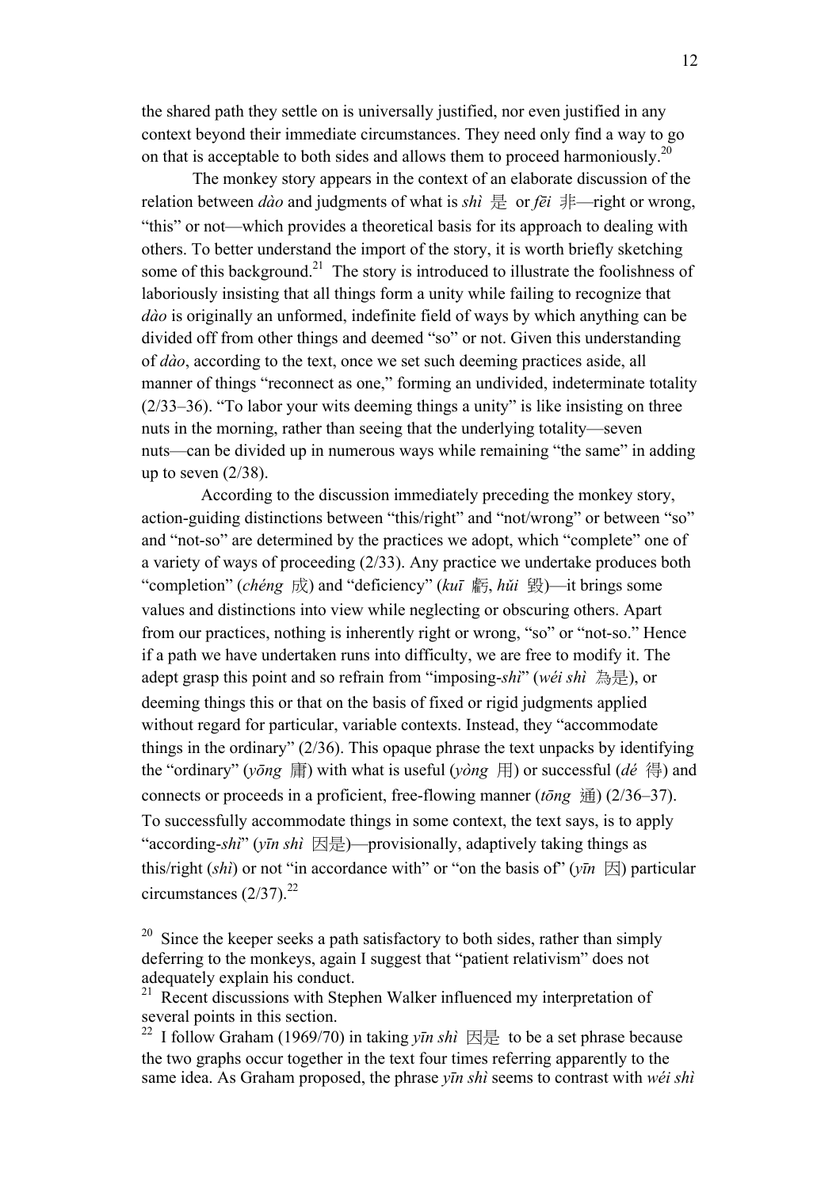the shared path they settle on is universally justified, nor even justified in any context beyond their immediate circumstances. They need only find a way to go on that is acceptable to both sides and allows them to proceed harmoniously.[20]

The monkey story appears in the context of an elaborate discussion of the relation between *dào* and judgments of what is *shì* 是 or *fēi* 非—right or wrong, "this" or not—which provides a theoretical basis for its approach to dealing with others. To better understand the import of the story, it is worth briefly sketching some of this background.[21] The story is introduced to illustrate the foolishness of laboriously insisting that all things form a unity while failing to recognize that *dào* is originally an unformed, indefinite field of ways by which anything can be divided off from other things and deemed "so" or not. Given this understanding of *dào*, according to the text, once we set such deeming practices aside, all manner of things "reconnect as one," forming an undivided, indeterminate totality (2/33–36). "To labor your wits deeming things a unity" is like insisting on three nuts in the morning, rather than seeing that the underlying totality—seven nuts—can be divided up in numerous ways while remaining "the same" in adding up to seven (2/38).

According to the discussion immediately preceding the monkey story, action-guiding distinctions between "this/right" and "not/wrong" or between "so" and "not-so" are determined by the practices we adopt, which "complete" one of a variety of ways of proceeding (2/33). Any practice we undertake produces both "completion" (*chéng* 成) and "deficiency" (*kuī* 虧, *hǔi* 毀)—it brings some values and distinctions into view while neglecting or obscuring others. Apart from our practices, nothing is inherently right or wrong, "so" or "not-so." Hence if a path we have undertaken runs into difficulty, we are free to modify it. The adept grasp this point and so refrain from "imposing-*shì*" (*wéi shì* 為是), or deeming things this or that on the basis of fixed or rigid judgments applied without regard for particular, variable contexts. Instead, they "accommodate things in the ordinary" (2/36). This opaque phrase the text unpacks by identifying the "ordinary" (*yōng* 庸) with what is useful (*yòng* 用) or successful (*dé* 得) and connects or proceeds in a proficient, free-flowing manner (*tōng* 通) (2/36–37). To successfully accommodate things in some context, the text says, is to apply "according-*shì*" (*yīn shì* 因是)—provisionally, adaptively taking things as this/right (*shì*) or not "in accordance with" or "on the basis of" (*yīn* 因) particular circumstances (2/37).[22]

[20] Since the keeper seeks a path satisfactory to both sides, rather than simply deferring to the monkeys, again I suggest that "patient relativism" does not adequately explain his conduct.

[21] Recent discussions with Stephen Walker influenced my interpretation of several points in this section.

[22] I follow Graham (1969/70) in taking *yīn shì* 因是 to be a set phrase because the two graphs occur together in the text four times referring apparently to the same idea. As Graham proposed, the phrase *yīn shì* seems to contrast with *wéi shì*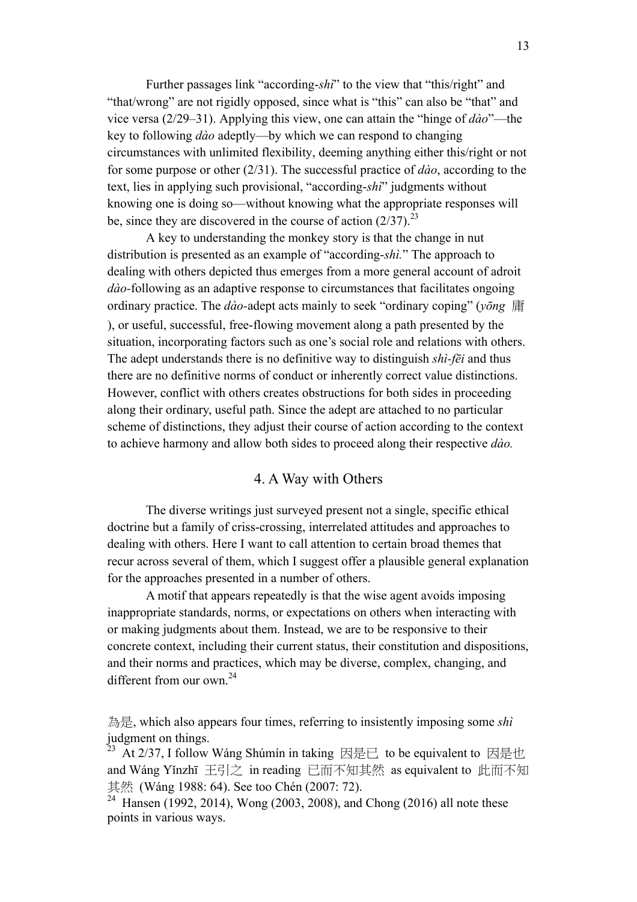Further passages link "according-*shì*" to the view that "this/right" and "that/wrong" are not rigidly opposed, since what is "this" can also be "that" and vice versa (2/29–31). Applying this view, one can attain the "hinge of *dào*"—the key to following *dào* adeptly—by which we can respond to changing circumstances with unlimited flexibility, deeming anything either this/right or not for some purpose or other (2/31). The successful practice of *dào*, according to the text, lies in applying such provisional, "according-*shì*" judgments without knowing one is doing so—without knowing what the appropriate responses will be, since they are discovered in the course of action (2/37).[23]

A key to understanding the monkey story is that the change in nut distribution is presented as an example of "according-*shì.*" The approach to dealing with others depicted thus emerges from a more general account of adroit *dào*-following as an adaptive response to circumstances that facilitates ongoing ordinary practice. The *dào*-adept acts mainly to seek "ordinary coping" (*yōng* 庸), or useful, successful, free-flowing movement along a path presented by the situation, incorporating factors such as one's social role and relations with others. The adept understands there is no definitive way to distinguish *shì-fēi* and thus there are no definitive norms of conduct or inherently correct value distinctions. However, conflict with others creates obstructions for both sides in proceeding along their ordinary, useful path. Since the adept are attached to no particular scheme of distinctions, they adjust their course of action according to the context to achieve harmony and allow both sides to proceed along their respective *dào.*

## 4. A Way with Others

The diverse writings just surveyed present not a single, specific ethical doctrine but a family of criss-crossing, interrelated attitudes and approaches to dealing with others. Here I want to call attention to certain broad themes that recur across several of them, which I suggest offer a plausible general explanation for the approaches presented in a number of others.

A motif that appears repeatedly is that the wise agent avoids imposing inappropriate standards, norms, or expectations on others when interacting with or making judgments about them. Instead, we are to be responsive to their concrete context, including their current status, their constitution and dispositions, and their norms and practices, which may be diverse, complex, changing, and different from our own.[24]

為是, which also appears four times, referring to insistently imposing some *shì* judgment on things.

[23] At 2/37, I follow Wáng Shúmín in taking 因是已 to be equivalent to 因是也 and Wáng Yǐnzhī 王引之 in reading 已而不知其然 as equivalent to 此而不知其然 (Wáng 1988: 64). See too Chén (2007: 72).

[24] Hansen (1992, 2014), Wong (2003, 2008), and Chong (2016) all note these points in various ways.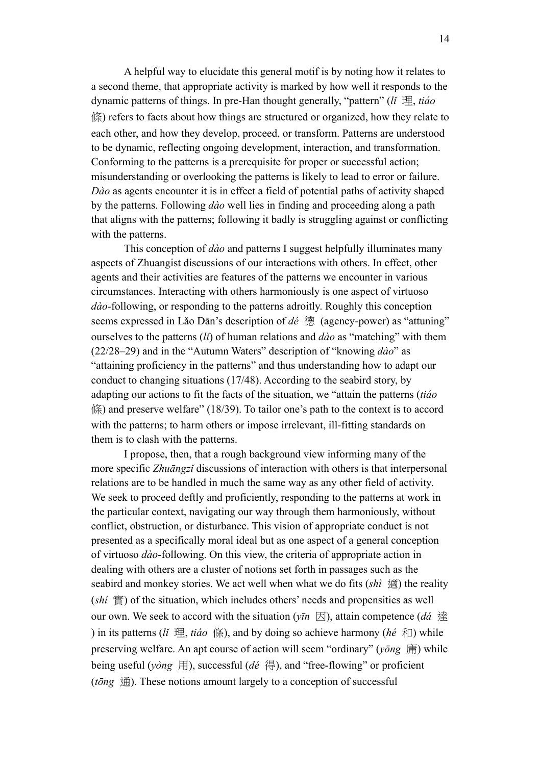A helpful way to elucidate this general motif is by noting how it relates to a second theme, that appropriate activity is marked by how well it responds to the dynamic patterns of things. In pre-Han thought generally, "pattern" (*lǐ* 理, *tiáo* 條) refers to facts about how things are structured or organized, how they relate to each other, and how they develop, proceed, or transform. Patterns are understood to be dynamic, reflecting ongoing development, interaction, and transformation. Conforming to the patterns is a prerequisite for proper or successful action; misunderstanding or overlooking the patterns is likely to lead to error or failure. *Dào* as agents encounter it is in effect a field of potential paths of activity shaped by the patterns. Following *dào* well lies in finding and proceeding along a path that aligns with the patterns; following it badly is struggling against or conflicting with the patterns.

This conception of *dào* and patterns I suggest helpfully illuminates many aspects of Zhuangist discussions of our interactions with others. In effect, other agents and their activities are features of the patterns we encounter in various circumstances. Interacting with others harmoniously is one aspect of virtuoso *dào*-following, or responding to the patterns adroitly. Roughly this conception seems expressed in Lǎo Dān's description of *dé* 德 (agency-power) as "attuning" ourselves to the patterns (*lǐ*) of human relations and *dào* as "matching" with them (22/28–29) and in the "Autumn Waters" description of "knowing *dào*" as "attaining proficiency in the patterns" and thus understanding how to adapt our conduct to changing situations (17/48). According to the seabird story, by adapting our actions to fit the facts of the situation, we "attain the patterns (*tiáo* 條) and preserve welfare" (18/39). To tailor one's path to the context is to accord with the patterns; to harm others or impose irrelevant, ill-fitting standards on them is to clash with the patterns.

I propose, then, that a rough background view informing many of the more specific *Zhuāngzǐ* discussions of interaction with others is that interpersonal relations are to be handled in much the same way as any other field of activity. We seek to proceed deftly and proficiently, responding to the patterns at work in the particular context, navigating our way through them harmoniously, without conflict, obstruction, or disturbance. This vision of appropriate conduct is not presented as a specifically moral ideal but as one aspect of a general conception of virtuoso *dào*-following. On this view, the criteria of appropriate action in dealing with others are a cluster of notions set forth in passages such as the seabird and monkey stories. We act well when what we do fits (*shì* 適) the reality (*shí* 實) of the situation, which includes others' needs and propensities as well our own. We seek to accord with the situation (*yīn* 因), attain competence (*dá* 達) in its patterns (*lǐ* 理, *tiáo* 條), and by doing so achieve harmony (*hé* 和) while preserving welfare. An apt course of action will seem "ordinary" (*yōng* 庸) while being useful (*yòng* 用), successful (*dé* 得), and "free-flowing" or proficient (*tōng* 通). These notions amount largely to a conception of successful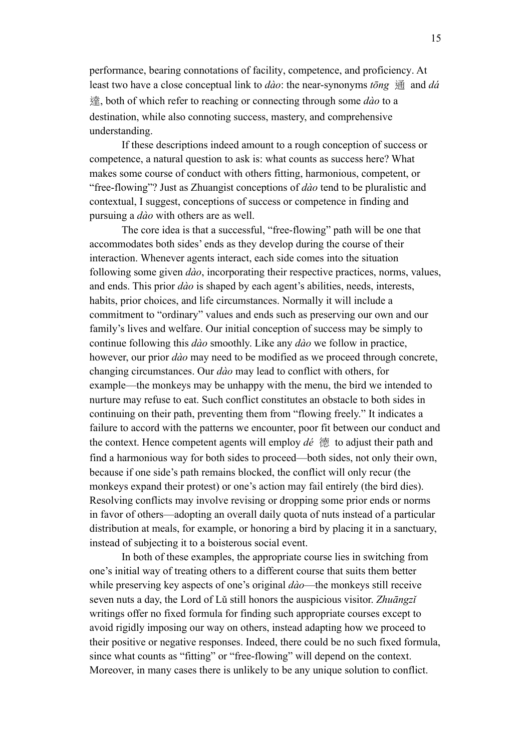performance, bearing connotations of facility, competence, and proficiency. At least two have a close conceptual link to *dào*: the near-synonyms *tōng* 通 and *dá* 達, both of which refer to reaching or connecting through some *dào* to a destination, while also connoting success, mastery, and comprehensive understanding.

If these descriptions indeed amount to a rough conception of success or competence, a natural question to ask is: what counts as success here? What makes some course of conduct with others fitting, harmonious, competent, or "free-flowing"? Just as Zhuangist conceptions of *dào* tend to be pluralistic and contextual, I suggest, conceptions of success or competence in finding and pursuing a *dào* with others are as well.

The core idea is that a successful, "free-flowing" path will be one that accommodates both sides' ends as they develop during the course of their interaction. Whenever agents interact, each side comes into the situation following some given *dào*, incorporating their respective practices, norms, values, and ends. This prior *dào* is shaped by each agent's abilities, needs, interests, habits, prior choices, and life circumstances. Normally it will include a commitment to "ordinary" values and ends such as preserving our own and our family's lives and welfare. Our initial conception of success may be simply to continue following this *dào* smoothly. Like any *dào* we follow in practice, however, our prior *dào* may need to be modified as we proceed through concrete, changing circumstances. Our *dào* may lead to conflict with others, for example—the monkeys may be unhappy with the menu, the bird we intended to nurture may refuse to eat. Such conflict constitutes an obstacle to both sides in continuing on their path, preventing them from "flowing freely." It indicates a failure to accord with the patterns we encounter, poor fit between our conduct and the context. Hence competent agents will employ *dé* 德 to adjust their path and find a harmonious way for both sides to proceed—both sides, not only their own, because if one side's path remains blocked, the conflict will only recur (the monkeys expand their protest) or one's action may fail entirely (the bird dies). Resolving conflicts may involve revising or dropping some prior ends or norms in favor of others—adopting an overall daily quota of nuts instead of a particular distribution at meals, for example, or honoring a bird by placing it in a sanctuary, instead of subjecting it to a boisterous social event.

In both of these examples, the appropriate course lies in switching from one's initial way of treating others to a different course that suits them better while preserving key aspects of one's original *dào*—the monkeys still receive seven nuts a day, the Lord of Lǔ still honors the auspicious visitor. *Zhuāngzǐ* writings offer no fixed formula for finding such appropriate courses except to avoid rigidly imposing our way on others, instead adapting how we proceed to their positive or negative responses. Indeed, there could be no such fixed formula, since what counts as "fitting" or "free-flowing" will depend on the context. Moreover, in many cases there is unlikely to be any unique solution to conflict.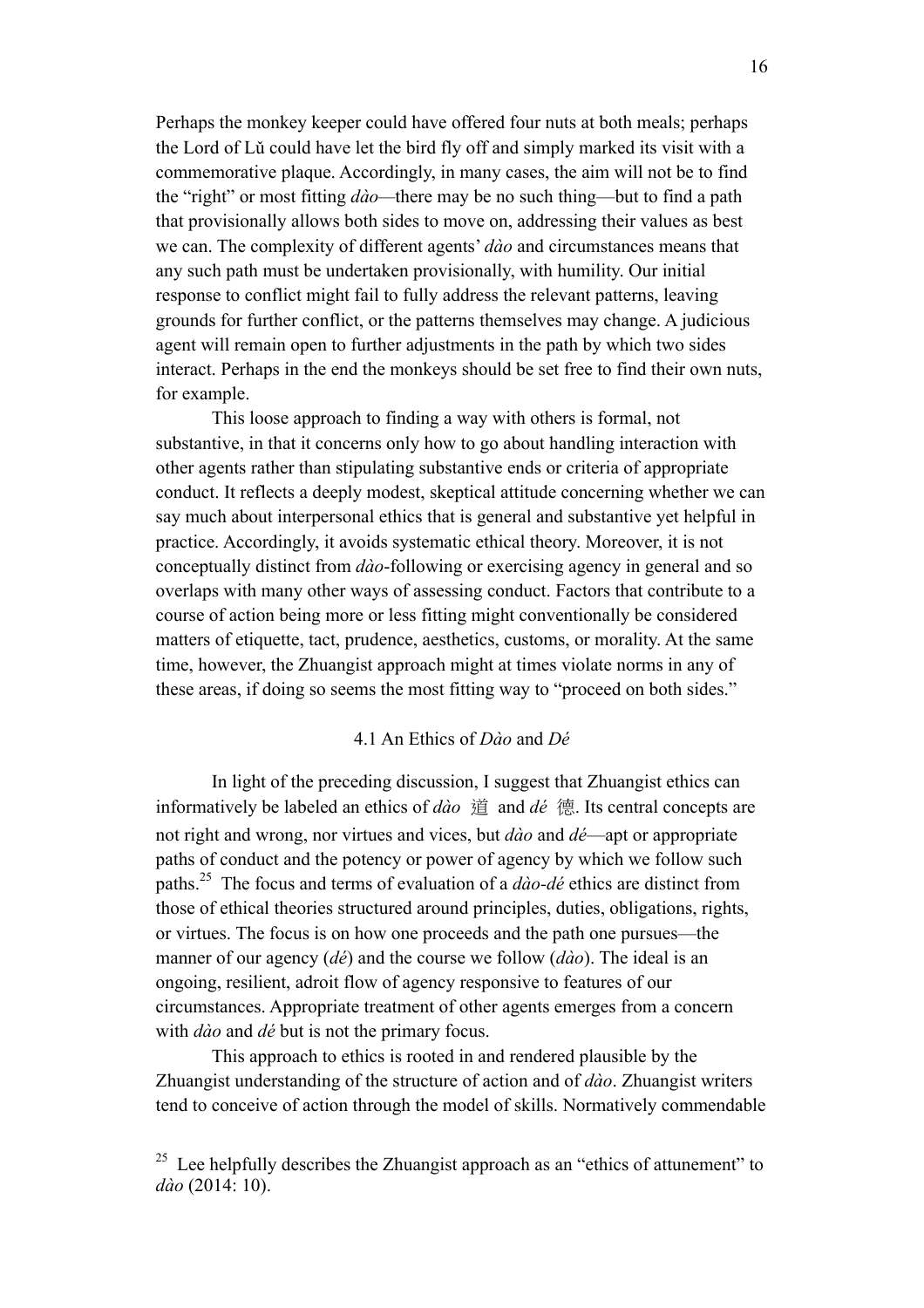Perhaps the monkey keeper could have offered four nuts at both meals; perhaps the Lord of Lǔ could have let the bird fly off and simply marked its visit with a commemorative plaque. Accordingly, in many cases, the aim will not be to find the "right" or most fitting *dào*—there may be no such thing—but to find a path that provisionally allows both sides to move on, addressing their values as best we can. The complexity of different agents' *dào* and circumstances means that any such path must be undertaken provisionally, with humility. Our initial response to conflict might fail to fully address the relevant patterns, leaving grounds for further conflict, or the patterns themselves may change. A judicious agent will remain open to further adjustments in the path by which two sides interact. Perhaps in the end the monkeys should be set free to find their own nuts, for example.

This loose approach to finding a way with others is formal, not substantive, in that it concerns only how to go about handling interaction with other agents rather than stipulating substantive ends or criteria of appropriate conduct. It reflects a deeply modest, skeptical attitude concerning whether we can say much about interpersonal ethics that is general and substantive yet helpful in practice. Accordingly, it avoids systematic ethical theory. Moreover, it is not conceptually distinct from *dào*-following or exercising agency in general and so overlaps with many other ways of assessing conduct. Factors that contribute to a course of action being more or less fitting might conventionally be considered matters of etiquette, tact, prudence, aesthetics, customs, or morality. At the same time, however, the Zhuangist approach might at times violate norms in any of these areas, if doing so seems the most fitting way to "proceed on both sides."

### 4.1 An Ethics of *Dào* and *Dé*

In light of the preceding discussion, I suggest that Zhuangist ethics can informatively be labeled an ethics of *dào* 道 and *dé* 德. Its central concepts are not right and wrong, nor virtues and vices, but *dào* and *dé*—apt or appropriate paths of conduct and the potency or power of agency by which we follow such paths.[25] The focus and terms of evaluation of a *dào-dé* ethics are distinct from those of ethical theories structured around principles, duties, obligations, rights, or virtues. The focus is on how one proceeds and the path one pursues—the manner of our agency (*dé*) and the course we follow (*dào*). The ideal is an ongoing, resilient, adroit flow of agency responsive to features of our circumstances. Appropriate treatment of other agents emerges from a concern with *dào* and *dé* but is not the primary focus.

This approach to ethics is rooted in and rendered plausible by the Zhuangist understanding of the structure of action and of *dào*. Zhuangist writers tend to conceive of action through the model of skills. Normatively commendable

[25] Lee helpfully describes the Zhuangist approach as an "ethics of attunement" to *dào* (2014: 10).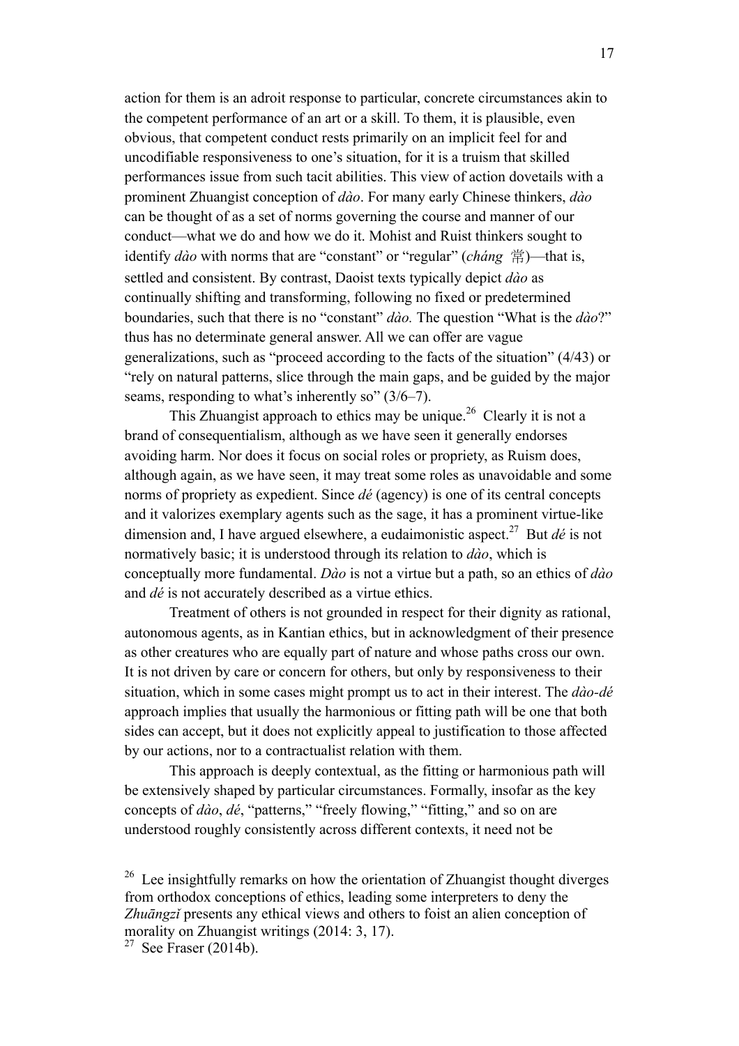action for them is an adroit response to particular, concrete circumstances akin to the competent performance of an art or a skill. To them, it is plausible, even obvious, that competent conduct rests primarily on an implicit feel for and uncodifiable responsiveness to one's situation, for it is a truism that skilled performances issue from such tacit abilities. This view of action dovetails with a prominent Zhuangist conception of *dào*. For many early Chinese thinkers, *dào* can be thought of as a set of norms governing the course and manner of our conduct—what we do and how we do it. Mohist and Ruist thinkers sought to identify *dào* with norms that are "constant" or "regular" (*cháng* 常)—that is, settled and consistent. By contrast, Daoist texts typically depict *dào* as continually shifting and transforming, following no fixed or predetermined boundaries, such that there is no "constant" *dào.* The question "What is the *dào*?" thus has no determinate general answer. All we can offer are vague generalizations, such as "proceed according to the facts of the situation" (4/43) or "rely on natural patterns, slice through the main gaps, and be guided by the major seams, responding to what's inherently so" (3/6–7).

This Zhuangist approach to ethics may be unique.[26] Clearly it is not a brand of consequentialism, although as we have seen it generally endorses avoiding harm. Nor does it focus on social roles or propriety, as Ruism does, although again, as we have seen, it may treat some roles as unavoidable and some norms of propriety as expedient. Since *dé* (agency) is one of its central concepts and it valorizes exemplary agents such as the sage, it has a prominent virtue-like dimension and, I have argued elsewhere, a eudaimonistic aspect.[27] But *dé* is not normatively basic; it is understood through its relation to *dào*, which is conceptually more fundamental. *Dào* is not a virtue but a path, so an ethics of *dào* and *dé* is not accurately described as a virtue ethics.

Treatment of others is not grounded in respect for their dignity as rational, autonomous agents, as in Kantian ethics, but in acknowledgment of their presence as other creatures who are equally part of nature and whose paths cross our own. It is not driven by care or concern for others, but only by responsiveness to their situation, which in some cases might prompt us to act in their interest. The *dào-dé* approach implies that usually the harmonious or fitting path will be one that both sides can accept, but it does not explicitly appeal to justification to those affected by our actions, nor to a contractualist relation with them.

This approach is deeply contextual, as the fitting or harmonious path will be extensively shaped by particular circumstances. Formally, insofar as the key concepts of *dào*, *dé*, "patterns," "freely flowing," "fitting," and so on are understood roughly consistently across different contexts, it need not be

[26] Lee insightfully remarks on how the orientation of Zhuangist thought diverges from orthodox conceptions of ethics, leading some interpreters to deny the *Zhuāngzǐ* presents any ethical views and others to foist an alien conception of morality on Zhuangist writings (2014: 3, 17).

[27] See Fraser (2014b).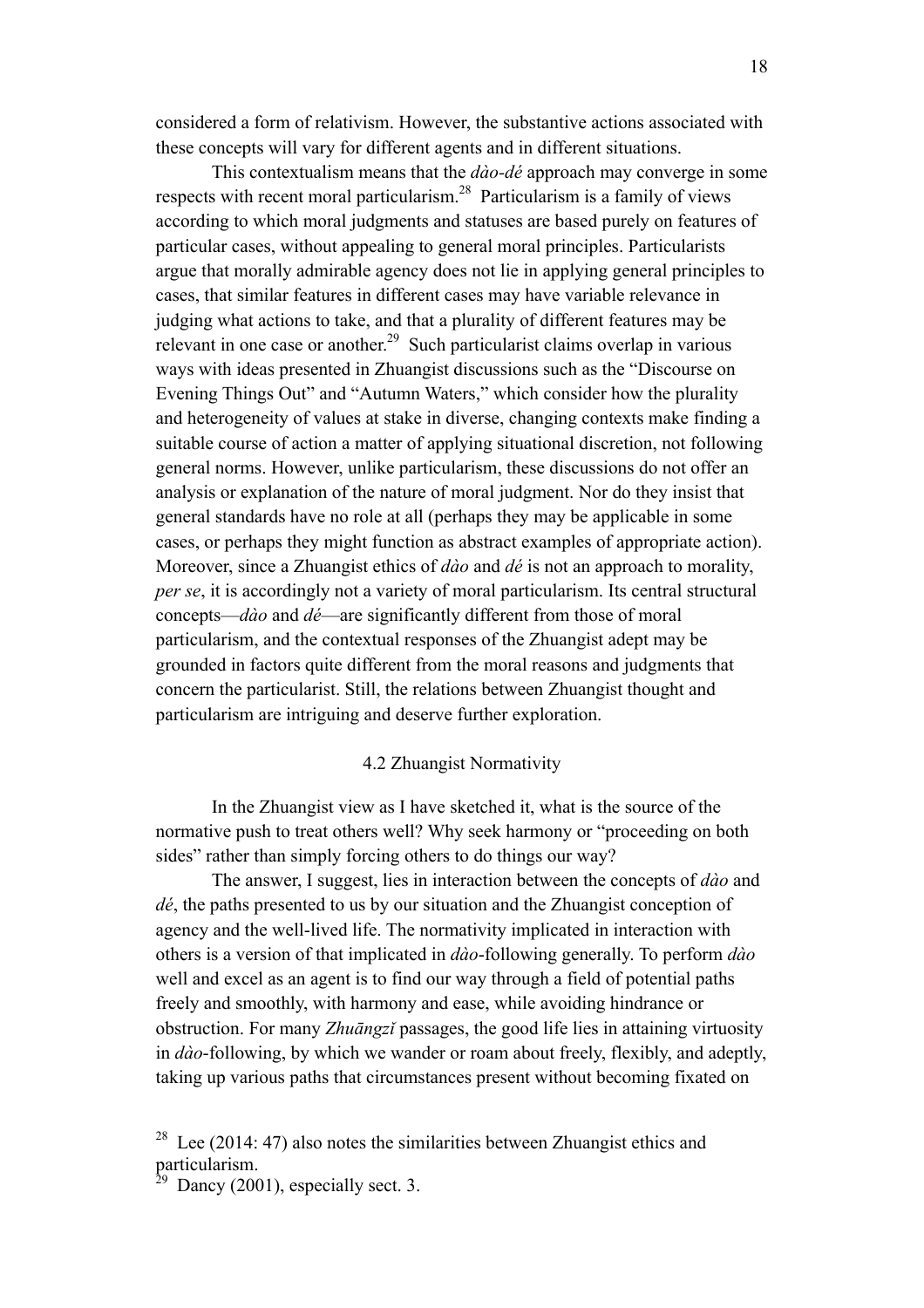considered a form of relativism. However, the substantive actions associated with these concepts will vary for different agents and in different situations.

This contextualism means that the *dào-dé* approach may converge in some respects with recent moral particularism.[28] Particularism is a family of views according to which moral judgments and statuses are based purely on features of particular cases, without appealing to general moral principles. Particularists argue that morally admirable agency does not lie in applying general principles to cases, that similar features in different cases may have variable relevance in judging what actions to take, and that a plurality of different features may be relevant in one case or another.[29] Such particularist claims overlap in various ways with ideas presented in Zhuangist discussions such as the "Discourse on Evening Things Out" and "Autumn Waters," which consider how the plurality and heterogeneity of values at stake in diverse, changing contexts make finding a suitable course of action a matter of applying situational discretion, not following general norms. However, unlike particularism, these discussions do not offer an analysis or explanation of the nature of moral judgment. Nor do they insist that general standards have no role at all (perhaps they may be applicable in some cases, or perhaps they might function as abstract examples of appropriate action). Moreover, since a Zhuangist ethics of *dào* and *dé* is not an approach to morality, *per se*, it is accordingly not a variety of moral particularism. Its central structural concepts—*dào* and *dé*—are significantly different from those of moral particularism, and the contextual responses of the Zhuangist adept may be grounded in factors quite different from the moral reasons and judgments that concern the particularist. Still, the relations between Zhuangist thought and particularism are intriguing and deserve further exploration.

### 4.2 Zhuangist Normativity

In the Zhuangist view as I have sketched it, what is the source of the normative push to treat others well? Why seek harmony or "proceeding on both sides" rather than simply forcing others to do things our way?

The answer, I suggest, lies in interaction between the concepts of *dào* and *dé*, the paths presented to us by our situation and the Zhuangist conception of agency and the well-lived life. The normativity implicated in interaction with others is a version of that implicated in *dào*-following generally. To perform *dào* well and excel as an agent is to find our way through a field of potential paths freely and smoothly, with harmony and ease, while avoiding hindrance or obstruction. For many *Zhuāngzǐ* passages, the good life lies in attaining virtuosity in *dào*-following, by which we wander or roam about freely, flexibly, and adeptly, taking up various paths that circumstances present without becoming fixated on

[28] Lee (2014: 47) also notes the similarities between Zhuangist ethics and particularism.

[29] Dancy (2001), especially sect. 3.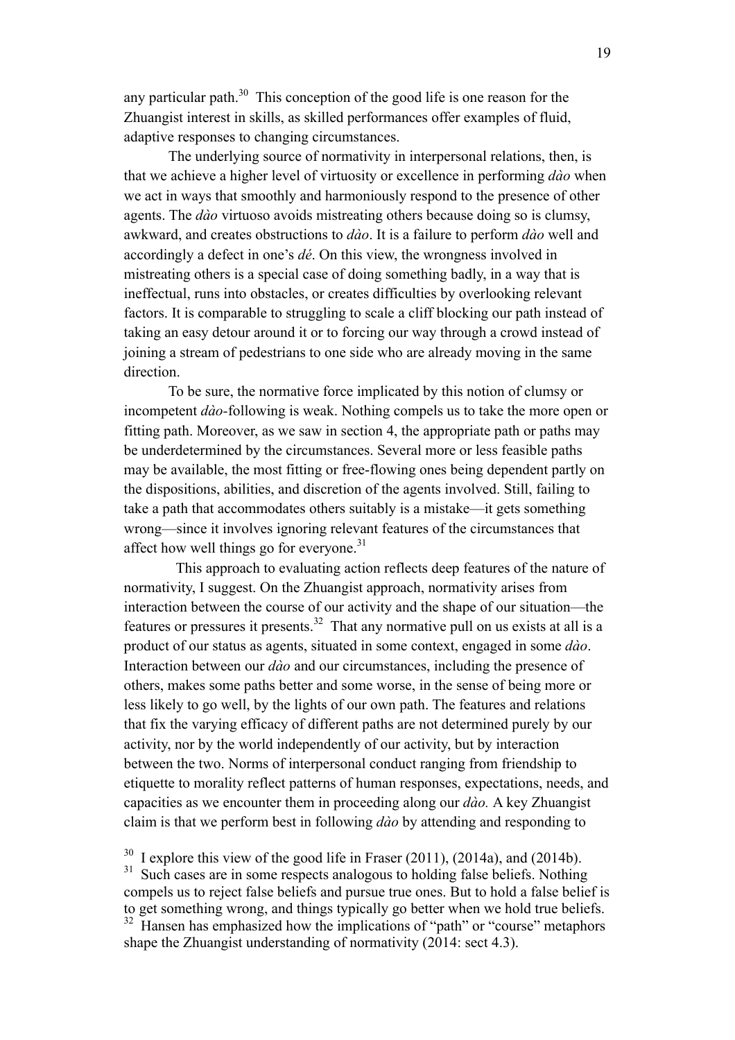any particular path.[30] This conception of the good life is one reason for the Zhuangist interest in skills, as skilled performances offer examples of fluid, adaptive responses to changing circumstances.

The underlying source of normativity in interpersonal relations, then, is that we achieve a higher level of virtuosity or excellence in performing *dào* when we act in ways that smoothly and harmoniously respond to the presence of other agents. The *dào* virtuoso avoids mistreating others because doing so is clumsy, awkward, and creates obstructions to *dào*. It is a failure to perform *dào* well and accordingly a defect in one's *dé*. On this view, the wrongness involved in mistreating others is a special case of doing something badly, in a way that is ineffectual, runs into obstacles, or creates difficulties by overlooking relevant factors. It is comparable to struggling to scale a cliff blocking our path instead of taking an easy detour around it or to forcing our way through a crowd instead of joining a stream of pedestrians to one side who are already moving in the same direction.

To be sure, the normative force implicated by this notion of clumsy or incompetent *dào*-following is weak. Nothing compels us to take the more open or fitting path. Moreover, as we saw in section 4, the appropriate path or paths may be underdetermined by the circumstances. Several more or less feasible paths may be available, the most fitting or free-flowing ones being dependent partly on the dispositions, abilities, and discretion of the agents involved. Still, failing to take a path that accommodates others suitably is a mistake—it gets something wrong—since it involves ignoring relevant features of the circumstances that affect how well things go for everyone.[31]

This approach to evaluating action reflects deep features of the nature of normativity, I suggest. On the Zhuangist approach, normativity arises from interaction between the course of our activity and the shape of our situation—the features or pressures it presents.[32] That any normative pull on us exists at all is a product of our status as agents, situated in some context, engaged in some *dào*. Interaction between our *dào* and our circumstances, including the presence of others, makes some paths better and some worse, in the sense of being more or less likely to go well, by the lights of our own path. The features and relations that fix the varying efficacy of different paths are not determined purely by our activity, nor by the world independently of our activity, but by interaction between the two. Norms of interpersonal conduct ranging from friendship to etiquette to morality reflect patterns of human responses, expectations, needs, and capacities as we encounter them in proceeding along our *dào.* A key Zhuangist claim is that we perform best in following *dào* by attending and responding to

[30] I explore this view of the good life in Fraser (2011), (2014a), and (2014b).

[31] Such cases are in some respects analogous to holding false beliefs. Nothing compels us to reject false beliefs and pursue true ones. But to hold a false belief is to get something wrong, and things typically go better when we hold true beliefs.

[32] Hansen has emphasized how the implications of "path" or "course" metaphors shape the Zhuangist understanding of normativity (2014: sect 4.3).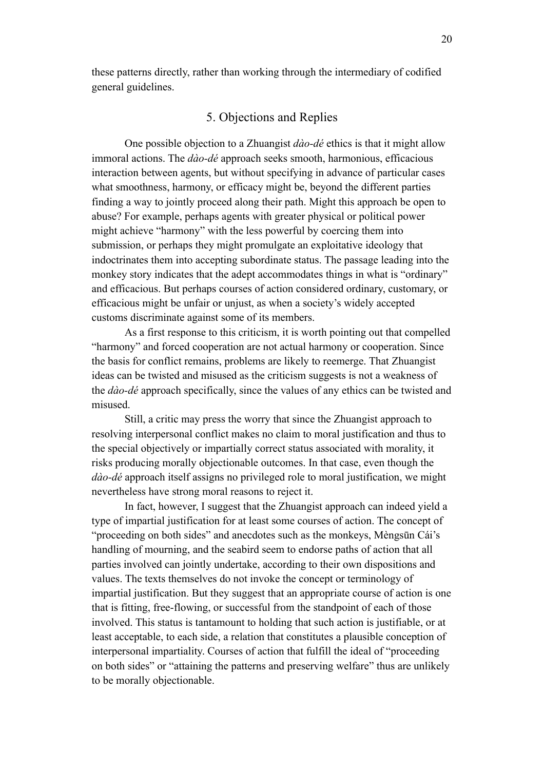these patterns directly, rather than working through the intermediary of codified general guidelines.

## 5. Objections and Replies

One possible objection to a Zhuangist *dào-dé* ethics is that it might allow immoral actions. The *dào-dé* approach seeks smooth, harmonious, efficacious interaction between agents, but without specifying in advance of particular cases what smoothness, harmony, or efficacy might be, beyond the different parties finding a way to jointly proceed along their path. Might this approach be open to abuse? For example, perhaps agents with greater physical or political power might achieve "harmony" with the less powerful by coercing them into submission, or perhaps they might promulgate an exploitative ideology that indoctrinates them into accepting subordinate status. The passage leading into the monkey story indicates that the adept accommodates things in what is "ordinary" and efficacious. But perhaps courses of action considered ordinary, customary, or efficacious might be unfair or unjust, as when a society's widely accepted customs discriminate against some of its members.

As a first response to this criticism, it is worth pointing out that compelled "harmony" and forced cooperation are not actual harmony or cooperation. Since the basis for conflict remains, problems are likely to reemerge. That Zhuangist ideas can be twisted and misused as the criticism suggests is not a weakness of the *dào-dé* approach specifically, since the values of any ethics can be twisted and misused.

Still, a critic may press the worry that since the Zhuangist approach to resolving interpersonal conflict makes no claim to moral justification and thus to the special objectively or impartially correct status associated with morality, it risks producing morally objectionable outcomes. In that case, even though the *dào-dé* approach itself assigns no privileged role to moral justification, we might nevertheless have strong moral reasons to reject it.

In fact, however, I suggest that the Zhuangist approach can indeed yield a type of impartial justification for at least some courses of action. The concept of "proceeding on both sides" and anecdotes such as the monkeys, Mèngsūn Cái's handling of mourning, and the seabird seem to endorse paths of action that all parties involved can jointly undertake, according to their own dispositions and values. The texts themselves do not invoke the concept or terminology of impartial justification. But they suggest that an appropriate course of action is one that is fitting, free-flowing, or successful from the standpoint of each of those involved. This status is tantamount to holding that such action is justifiable, or at least acceptable, to each side, a relation that constitutes a plausible conception of interpersonal impartiality. Courses of action that fulfill the ideal of "proceeding on both sides" or "attaining the patterns and preserving welfare" thus are unlikely to be morally objectionable.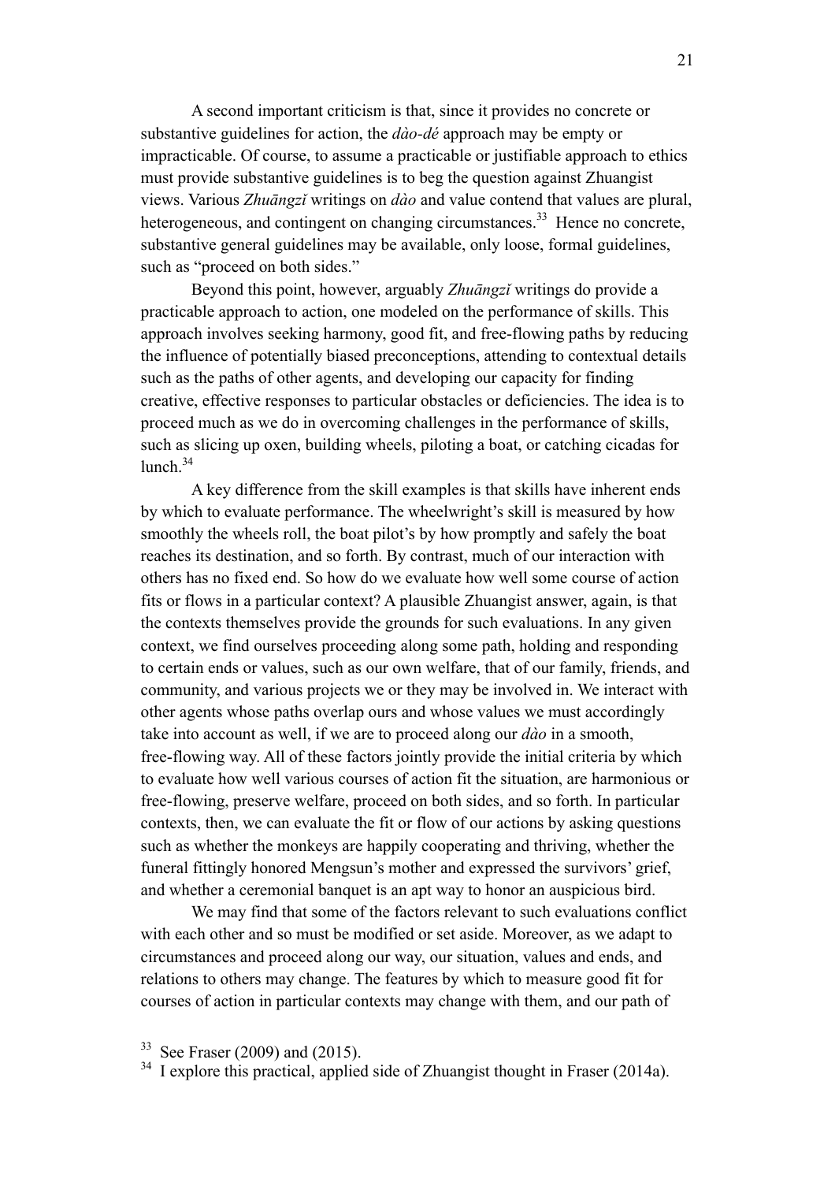A second important criticism is that, since it provides no concrete or substantive guidelines for action, the *dào-dé* approach may be empty or impracticable. Of course, to assume a practicable or justifiable approach to ethics must provide substantive guidelines is to beg the question against Zhuangist views. Various *Zhuāngzǐ* writings on *dào* and value contend that values are plural, heterogeneous, and contingent on changing circumstances.[33] Hence no concrete, substantive general guidelines may be available, only loose, formal guidelines, such as "proceed on both sides."

Beyond this point, however, arguably *Zhuāngzǐ* writings do provide a practicable approach to action, one modeled on the performance of skills. This approach involves seeking harmony, good fit, and free-flowing paths by reducing the influence of potentially biased preconceptions, attending to contextual details such as the paths of other agents, and developing our capacity for finding creative, effective responses to particular obstacles or deficiencies. The idea is to proceed much as we do in overcoming challenges in the performance of skills, such as slicing up oxen, building wheels, piloting a boat, or catching cicadas for lunch.[34]

A key difference from the skill examples is that skills have inherent ends by which to evaluate performance. The wheelwright's skill is measured by how smoothly the wheels roll, the boat pilot's by how promptly and safely the boat reaches its destination, and so forth. By contrast, much of our interaction with others has no fixed end. So how do we evaluate how well some course of action fits or flows in a particular context? A plausible Zhuangist answer, again, is that the contexts themselves provide the grounds for such evaluations. In any given context, we find ourselves proceeding along some path, holding and responding to certain ends or values, such as our own welfare, that of our family, friends, and community, and various projects we or they may be involved in. We interact with other agents whose paths overlap ours and whose values we must accordingly take into account as well, if we are to proceed along our *dào* in a smooth, free-flowing way. All of these factors jointly provide the initial criteria by which to evaluate how well various courses of action fit the situation, are harmonious or free-flowing, preserve welfare, proceed on both sides, and so forth. In particular contexts, then, we can evaluate the fit or flow of our actions by asking questions such as whether the monkeys are happily cooperating and thriving, whether the funeral fittingly honored Mengsun's mother and expressed the survivors' grief, and whether a ceremonial banquet is an apt way to honor an auspicious bird.

We may find that some of the factors relevant to such evaluations conflict with each other and so must be modified or set aside. Moreover, as we adapt to circumstances and proceed along our way, our situation, values and ends, and relations to others may change. The features by which to measure good fit for courses of action in particular contexts may change with them, and our path of

[33] See Fraser (2009) and (2015).

[34] I explore this practical, applied side of Zhuangist thought in Fraser (2014a).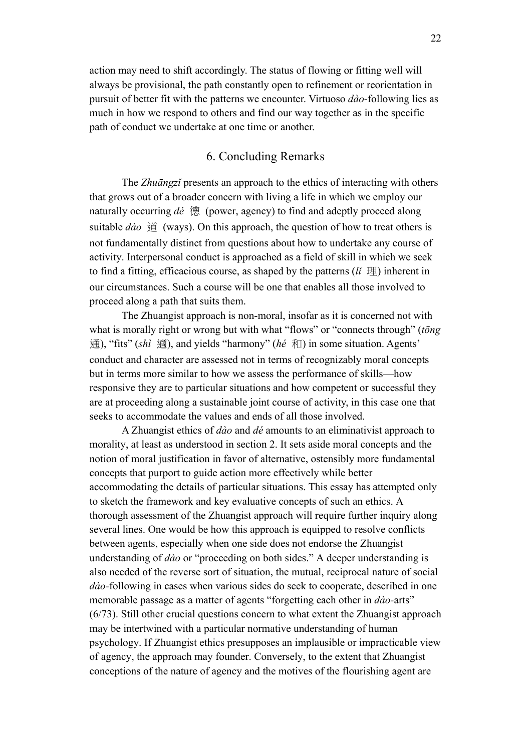action may need to shift accordingly. The status of flowing or fitting well will always be provisional, the path constantly open to refinement or reorientation in pursuit of better fit with the patterns we encounter. Virtuoso *dào*-following lies as much in how we respond to others and find our way together as in the specific path of conduct we undertake at one time or another.

## 6. Concluding Remarks

The *Zhuāngzǐ* presents an approach to the ethics of interacting with others that grows out of a broader concern with living a life in which we employ our naturally occurring *dé* 德 (power, agency) to find and adeptly proceed along suitable *dào* 道 (ways). On this approach, the question of how to treat others is not fundamentally distinct from questions about how to undertake any course of activity. Interpersonal conduct is approached as a field of skill in which we seek to find a fitting, efficacious course, as shaped by the patterns (*lǐ* 理) inherent in our circumstances. Such a course will be one that enables all those involved to proceed along a path that suits them.

The Zhuangist approach is non-moral, insofar as it is concerned not with what is morally right or wrong but with what "flows" or "connects through" (*tōng* 通), "fits" (*shì* 適), and yields "harmony" (*hé* 和) in some situation. Agents' conduct and character are assessed not in terms of recognizably moral concepts but in terms more similar to how we assess the performance of skills—how responsive they are to particular situations and how competent or successful they are at proceeding along a sustainable joint course of activity, in this case one that seeks to accommodate the values and ends of all those involved.

A Zhuangist ethics of *dào* and *dé* amounts to an eliminativist approach to morality, at least as understood in section 2. It sets aside moral concepts and the notion of moral justification in favor of alternative, ostensibly more fundamental concepts that purport to guide action more effectively while better accommodating the details of particular situations. This essay has attempted only to sketch the framework and key evaluative concepts of such an ethics. A thorough assessment of the Zhuangist approach will require further inquiry along several lines. One would be how this approach is equipped to resolve conflicts between agents, especially when one side does not endorse the Zhuangist understanding of *dào* or "proceeding on both sides." A deeper understanding is also needed of the reverse sort of situation, the mutual, reciprocal nature of social *dào*-following in cases when various sides do seek to cooperate, described in one memorable passage as a matter of agents "forgetting each other in *dào*-arts" (6/73). Still other crucial questions concern to what extent the Zhuangist approach may be intertwined with a particular normative understanding of human psychology. If Zhuangist ethics presupposes an implausible or impracticable view of agency, the approach may founder. Conversely, to the extent that Zhuangist conceptions of the nature of agency and the motives of the flourishing agent are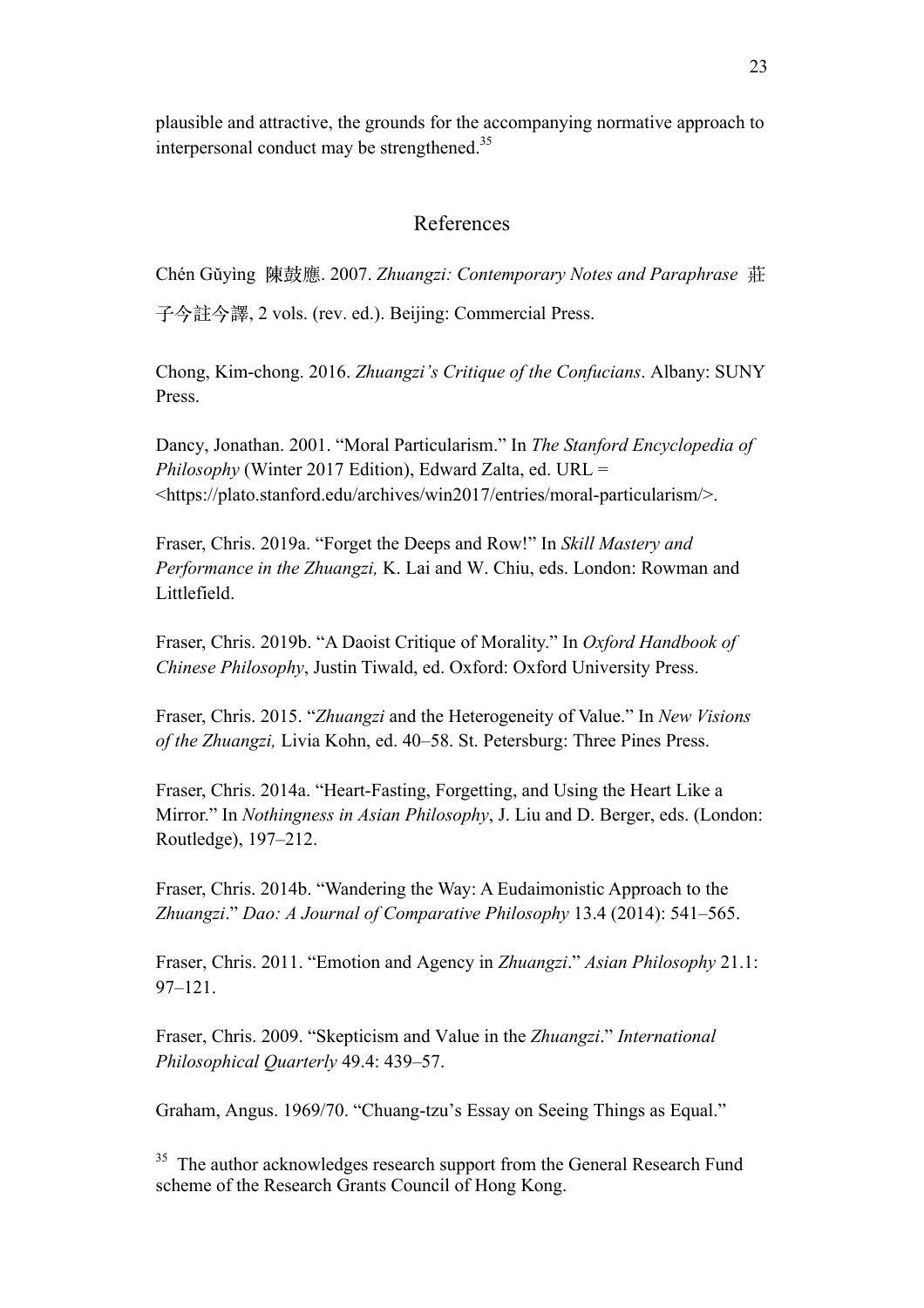plausible and attractive, the grounds for the accompanying normative approach to interpersonal conduct may be strengthened.[35]

## References

Chén Gǔyìng 陳鼓應. 2007. *Zhuangzi: Contemporary Notes and Paraphrase* 莊子今註今譯, 2 vols. (rev. ed.). Beijing: Commercial Press.

Chong, Kim-chong. 2016. *Zhuangzi's Critique of the Confucians*. Albany: SUNY Press.

Dancy, Jonathan. 2001. "Moral Particularism." In *The Stanford Encyclopedia of Philosophy* (Winter 2017 Edition), Edward Zalta, ed. URL = <https://plato.stanford.edu/archives/win2017/entries/moral-particularism/>.

Fraser, Chris. 2019a. "Forget the Deeps and Row!" In *Skill Mastery and Performance in the Zhuangzi,* K. Lai and W. Chiu, eds. London: Rowman and Littlefield.

Fraser, Chris. 2019b. "A Daoist Critique of Morality." In *Oxford Handbook of Chinese Philosophy*, Justin Tiwald, ed. Oxford: Oxford University Press.

Fraser, Chris. 2015. "*Zhuangzi* and the Heterogeneity of Value." In *New Visions of the Zhuangzi,* Livia Kohn, ed. 40–58. St. Petersburg: Three Pines Press.

Fraser, Chris. 2014a. "Heart-Fasting, Forgetting, and Using the Heart Like a Mirror." In *Nothingness in Asian Philosophy*, J. Liu and D. Berger, eds. (London: Routledge), 197–212.

Fraser, Chris. 2014b. "Wandering the Way: A Eudaimonistic Approach to the *Zhuangzi*." *Dao: A Journal of Comparative Philosophy* 13.4 (2014): 541–565.

Fraser, Chris. 2011. "Emotion and Agency in *Zhuangzi*." *Asian Philosophy* 21.1: 97–121.

Fraser, Chris. 2009. "Skepticism and Value in the *Zhuangzi*." *International Philosophical Quarterly* 49.4: 439–57.

Graham, Angus. 1969/70. "Chuang-tzu's Essay on Seeing Things as Equal."

[35] The author acknowledges research support from the General Research Fund scheme of the Research Grants Council of Hong Kong.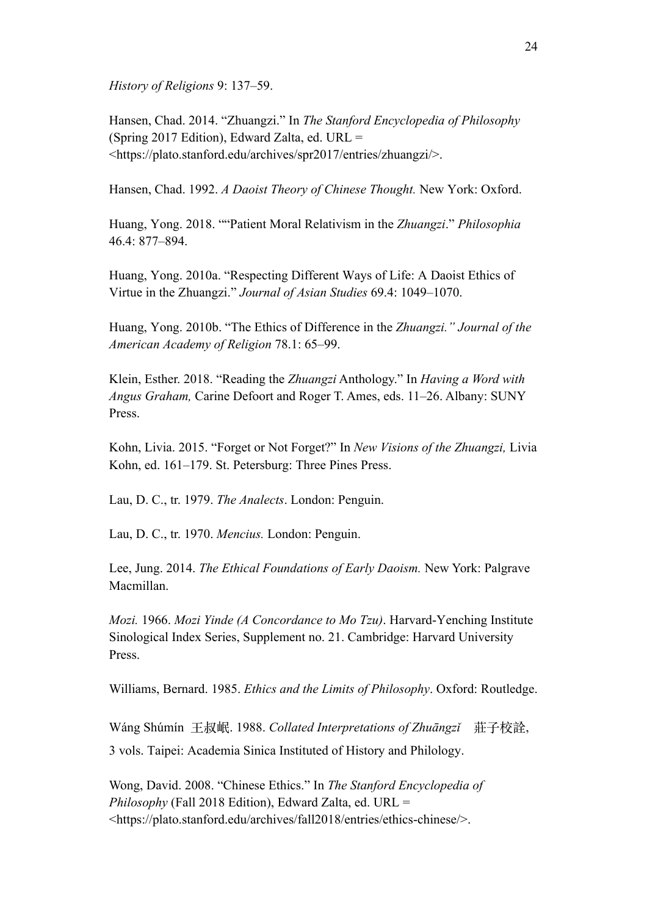*History of Religions* 9: 137–59.

Hansen, Chad. 2014. "Zhuangzi." In *The Stanford Encyclopedia of Philosophy* (Spring 2017 Edition), Edward Zalta, ed. URL = <https://plato.stanford.edu/archives/spr2017/entries/zhuangzi/>.

Hansen, Chad. 1992. *A Daoist Theory of Chinese Thought.* New York: Oxford.

Huang, Yong. 2018. ""Patient Moral Relativism in the *Zhuangzi*." *Philosophia* 46.4: 877–894.

Huang, Yong. 2010a. "Respecting Different Ways of Life: A Daoist Ethics of Virtue in the Zhuangzi." *Journal of Asian Studies* 69.4: 1049–1070.

Huang, Yong. 2010b. "The Ethics of Difference in the *Zhuangzi." Journal of the American Academy of Religion* 78.1: 65–99.

Klein, Esther. 2018. "Reading the *Zhuangzi* Anthology." In *Having a Word with Angus Graham,* Carine Defoort and Roger T. Ames, eds. 11–26. Albany: SUNY Press.

Kohn, Livia. 2015. "Forget or Not Forget?" In *New Visions of the Zhuangzi,* Livia Kohn, ed. 161–179. St. Petersburg: Three Pines Press.

Lau, D. C., tr. 1979. *The Analects*. London: Penguin.

Lau, D. C., tr. 1970. *Mencius.* London: Penguin.

Lee, Jung. 2014. *The Ethical Foundations of Early Daoism.* New York: Palgrave Macmillan.

*Mozi.* 1966. *Mozi Yinde (A Concordance to Mo Tzu)*. Harvard-Yenching Institute Sinological Index Series, Supplement no. 21. Cambridge: Harvard University Press.

Williams, Bernard. 1985. *Ethics and the Limits of Philosophy*. Oxford: Routledge.

Wáng Shúmín 王叔岷. 1988. *Collated Interpretations of Zhuāngzǐ* 莊子校詮, 3 vols. Taipei: Academia Sinica Instituted of History and Philology.

Wong, David. 2008. "Chinese Ethics." In *The Stanford Encyclopedia of Philosophy* (Fall 2018 Edition), Edward Zalta, ed. URL = <https://plato.stanford.edu/archives/fall2018/entries/ethics-chinese/>.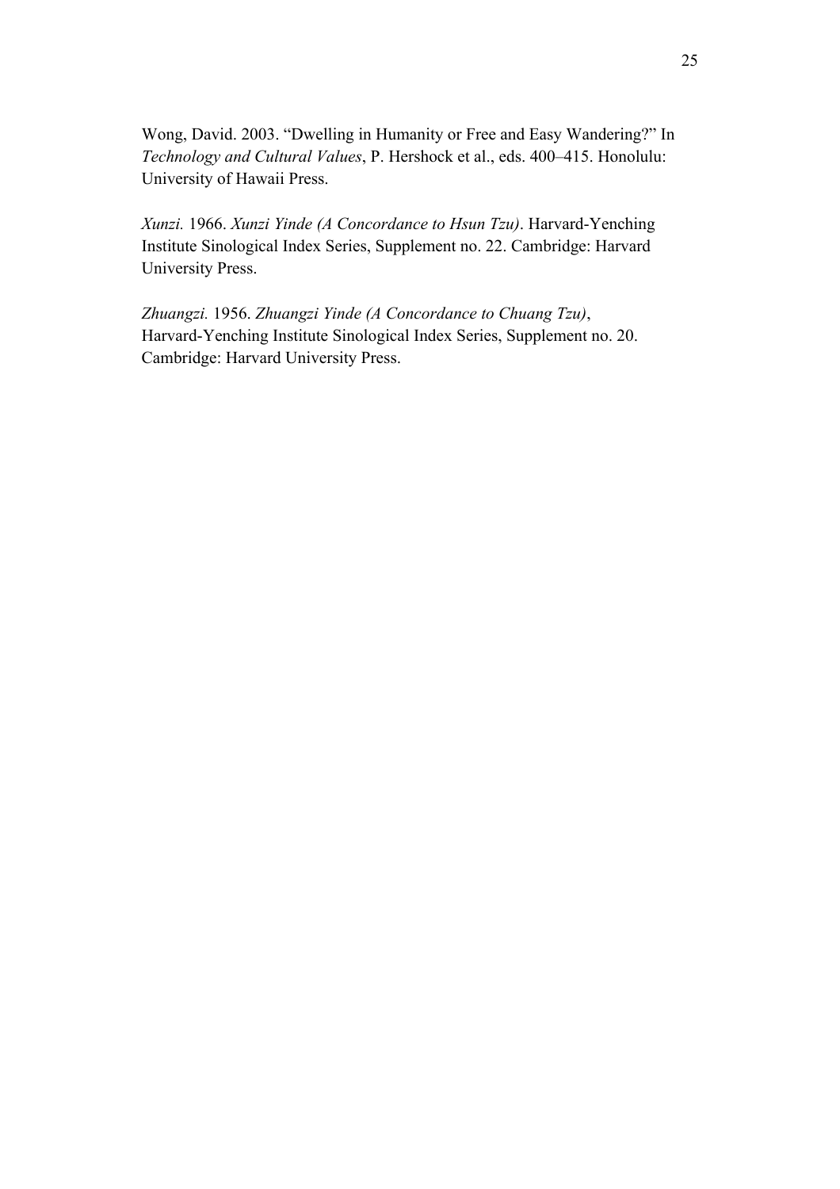Wong, David. 2003. "Dwelling in Humanity or Free and Easy Wandering?" In *Technology and Cultural Values*, P. Hershock et al., eds. 400–415. Honolulu: University of Hawaii Press.

*Xunzi.* 1966. *Xunzi Yinde (A Concordance to Hsun Tzu)*. Harvard-Yenching Institute Sinological Index Series, Supplement no. 22. Cambridge: Harvard University Press.

*Zhuangzi.* 1956. *Zhuangzi Yinde (A Concordance to Chuang Tzu)*, Harvard-Yenching Institute Sinological Index Series, Supplement no. 20. Cambridge: Harvard University Press.